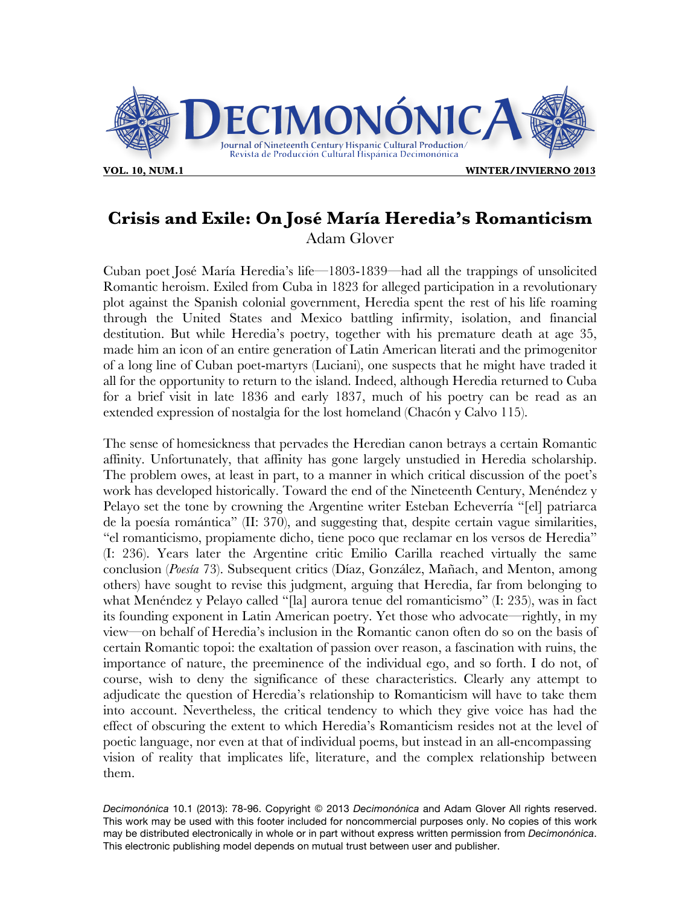# Crisis and Exile: On José María Heredia's Romanticism

Adam Glover

Cuban poet José María Heredia's life—1803-1839—had all the trappings of unsolicited Romantic heroism. Exiled from Cuba in 1823 for alleged participation in a revolutionary plot against the Spanish colonial government, Heredia spent the rest of his life roaming through the United States and Mexico battling infirmity, isolation, and financial destitution. But while Heredia's poetry, together with his premature death at age 35, made him an icon of an entire generation of Latin American literati and the primogenitor of a long line of Cuban poet-martyrs (Luciani), one suspects that he might have traded it all for the opportunity to return to the island. Indeed, although Heredia returned to Cuba for a brief visit in late 1836 and early 1837, much of his poetry can be read as an extended expression of nostalgia for the lost homeland (Chacón y Calvo 115).

The sense of homesickness that pervades the Heredian canon betrays a certain Romantic affinity. Unfortunately, that affinity has gone largely unstudied in Heredia scholarship. The problem owes, at least in part, to a manner in which critical discussion of the poet's work has developed historically. Toward the end of the Nineteenth Century, Menéndez y Pelayo set the tone by crowning the Argentine writer Esteban Echeverría "[el] patriarca de la poesía romántica" (II: 370), and suggesting that, despite certain vague similarities, "el romanticismo, propiamente dicho, tiene poco que reclamar en los versos de Heredia" (I: 236). Years later the Argentine critic Emilio Carilla reached virtually the same conclusion (*Poesía* 73). Subsequent critics (Díaz, González, Mañach, and Menton, among others) have sought to revise this judgment, arguing that Heredia, far from belonging to what Menéndez y Pelayo called "[la] aurora tenue del romanticismo" (I: 235), was in fact its founding exponent in Latin American poetry. Yet those who advocate—rightly, in my view—on behalf of Heredia's inclusion in the Romantic canon often do so on the basis of certain Romantic topoi: the exaltation of passion over reason, a fascination with ruins, the importance of nature, the preeminence of the individual ego, and so forth. I do not, of course, wish to deny the significance of these characteristics. Clearly any attempt to adjudicate the question of Heredia's relationship to Romanticism will have to take them into account. Nevertheless, the critical tendency to which they give voice has had the effect of obscuring the extent to which Heredia's Romanticism resides not at the level of poetic language, nor even at that of individual poems, but instead in an all-encompassing vision of reality that implicates life, literature, and the complex relationship between them.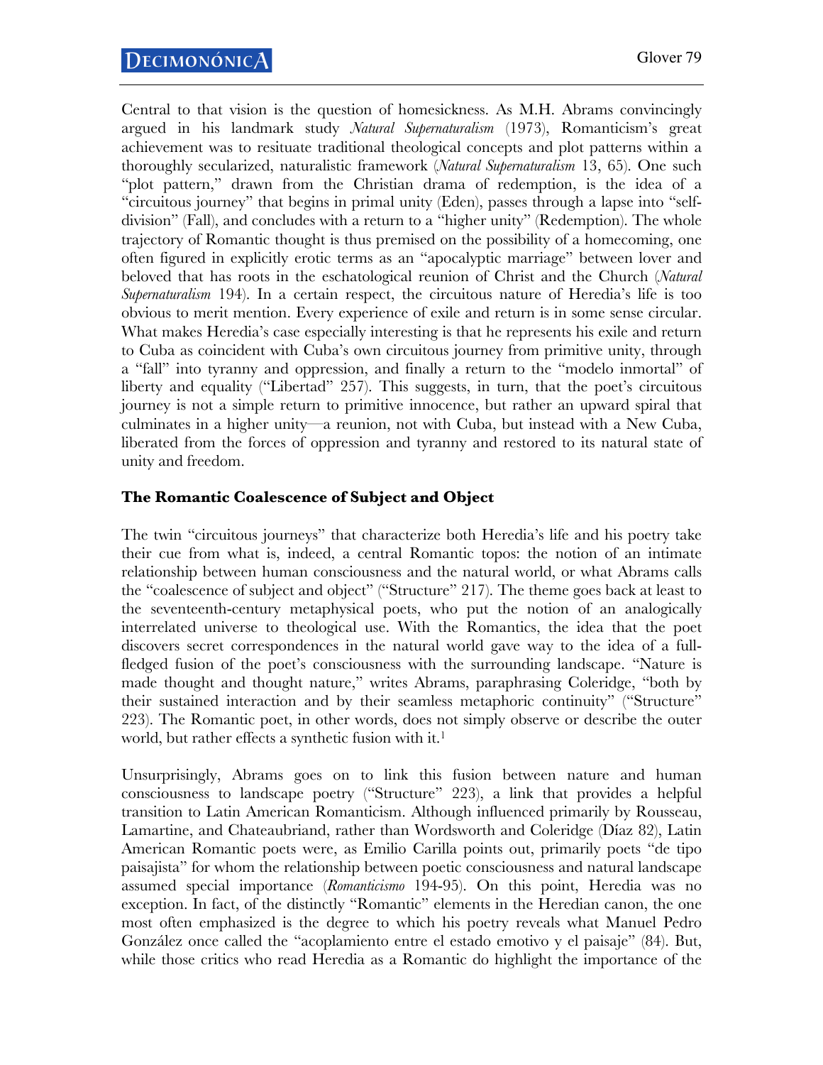Central to that vision is the question of homesickness. As M.H. Abrams convincingly argued in his landmark study *Natural Supernaturalism* (1973), Romanticism's great achievement was to resituate traditional theological concepts and plot patterns within a thoroughly secularized, naturalistic framework (*Natural Supernaturalism* 13, 65). One such "plot pattern," drawn from the Christian drama of redemption, is the idea of a "circuitous journey" that begins in primal unity (Eden), passes through a lapse into "self-division" (Fall), and concludes with a return to a "higher unity" (Redemption). The whole trajectory of Romantic thought is thus premised on the possibility of a homecoming, one often figured in explicitly erotic terms as an "apocalyptic marriage" between lover and beloved that has roots in the eschatological reunion of Christ and the Church (*Natural Supernaturalism* 194). In a certain respect, the circuitous nature of Heredia's life is too obvious to merit mention. Every experience of exile and return is in some sense circular. What makes Heredia's case especially interesting is that he represents his exile and return to Cuba as coincident with Cuba's own circuitous journey from primitive unity, through a "fall" into tyranny and oppression, and finally a return to the "modelo inmortal" of liberty and equality ("Libertad" 257). This suggests, in turn, that the poet's circuitous journey is not a simple return to primitive innocence, but rather an upward spiral that culminates in a higher unity—a reunion, not with Cuba, but instead with a New Cuba, liberated from the forces of oppression and tyranny and restored to its natural state of unity and freedom.

## The Romantic Coalescence of Subject and Object

The twin "circuitous journeys" that characterize both Heredia's life and his poetry take their cue from what is, indeed, a central Romantic topos: the notion of an intimate relationship between human consciousness and the natural world, or what Abrams calls the "coalescence of subject and object" ("Structure" 217). The theme goes back at least to the seventeenth-century metaphysical poets, who put the notion of an analogically interrelated universe to theological use. With the Romantics, the idea that the poet discovers secret correspondences in the natural world gave way to the idea of a full-fledged fusion of the poet's consciousness with the surrounding landscape. "Nature is made thought and thought nature," writes Abrams, paraphrasing Coleridge, "both by their sustained interaction and by their seamless metaphoric continuity" ("Structure" 223). The Romantic poet, in other words, does not simply observe or describe the outer world, but rather effects a synthetic fusion with it.[1]

Unsurprisingly, Abrams goes on to link this fusion between nature and human consciousness to landscape poetry ("Structure" 223), a link that provides a helpful transition to Latin American Romanticism. Although influenced primarily by Rousseau, Lamartine, and Chateaubriand, rather than Wordsworth and Coleridge (Díaz 82), Latin American Romantic poets were, as Emilio Carilla points out, primarily poets "de tipo paisajista" for whom the relationship between poetic consciousness and natural landscape assumed special importance (*Romanticismo* 194-95). On this point, Heredia was no exception. In fact, of the distinctly "Romantic" elements in the Heredian canon, the one most often emphasized is the degree to which his poetry reveals what Manuel Pedro González once called the "acoplamiento entre el estado emotivo y el paisaje" (84). But, while those critics who read Heredia as a Romantic do highlight the importance of the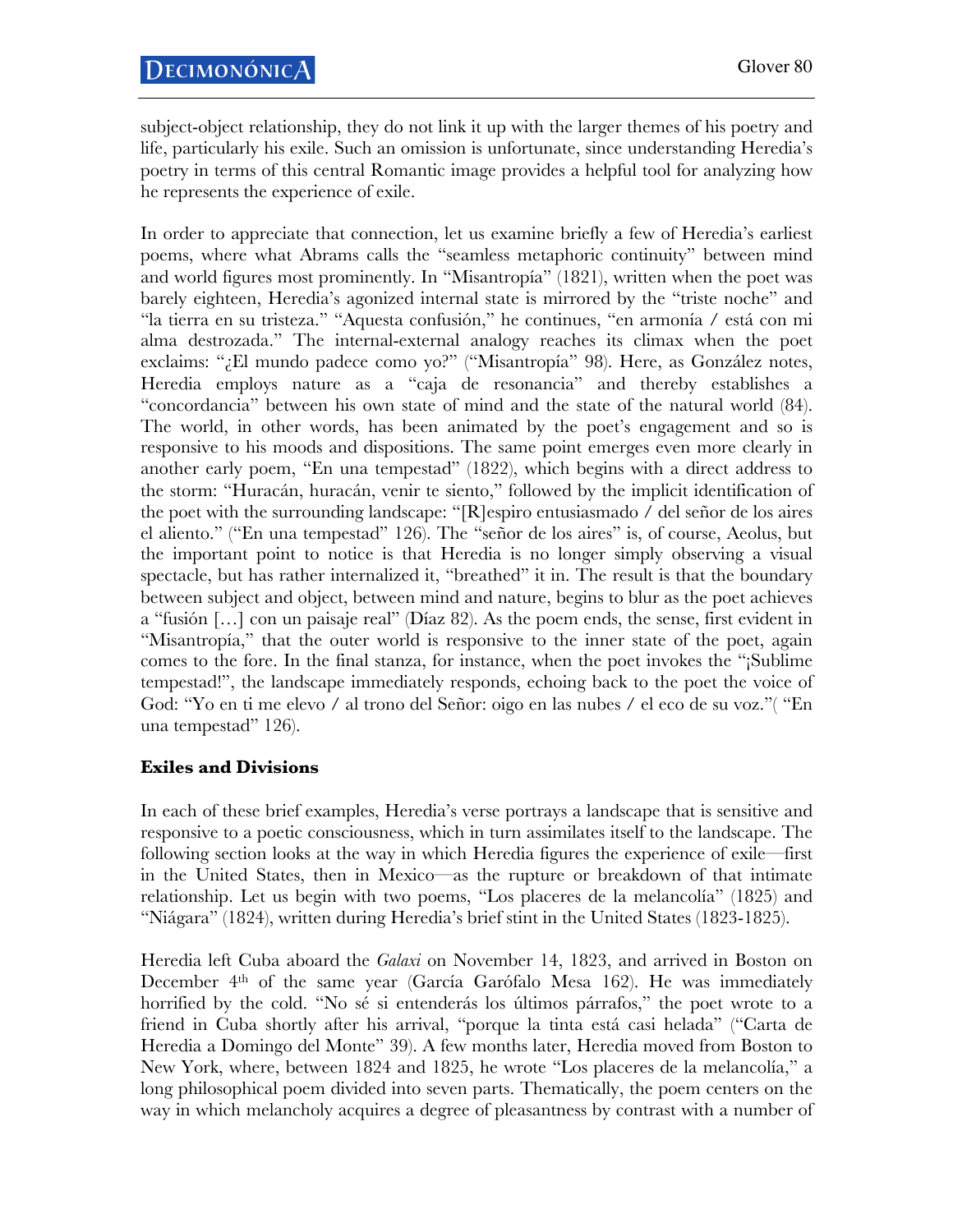subject-object relationship, they do not link it up with the larger themes of his poetry and life, particularly his exile. Such an omission is unfortunate, since understanding Heredia's poetry in terms of this central Romantic image provides a helpful tool for analyzing how he represents the experience of exile.

In order to appreciate that connection, let us examine briefly a few of Heredia's earliest poems, where what Abrams calls the "seamless metaphoric continuity" between mind and world figures most prominently. In "Misantropía" (1821), written when the poet was barely eighteen, Heredia's agonized internal state is mirrored by the "triste noche" and "la tierra en su tristeza." "Aquesta confusión," he continues, "en armonía / está con mi alma destrozada." The internal-external analogy reaches its climax when the poet exclaims: "¿El mundo padece como yo?" ("Misantropía" 98). Here, as González notes, Heredia employs nature as a "caja de resonancia" and thereby establishes a "concordancia" between his own state of mind and the state of the natural world (84). The world, in other words, has been animated by the poet's engagement and so is responsive to his moods and dispositions. The same point emerges even more clearly in another early poem, "En una tempestad" (1822), which begins with a direct address to the storm: "Huracán, huracán, venir te siento," followed by the implicit identification of the poet with the surrounding landscape: "[R]espiro entusiasmado / del señor de los aires el aliento." ("En una tempestad" 126). The "señor de los aires" is, of course, Aeolus, but the important point to notice is that Heredia is no longer simply observing a visual spectacle, but has rather internalized it, "breathed" it in. The result is that the boundary between subject and object, between mind and nature, begins to blur as the poet achieves a "fusión […] con un paisaje real" (Díaz 82). As the poem ends, the sense, first evident in "Misantropía," that the outer world is responsive to the inner state of the poet, again comes to the fore. In the final stanza, for instance, when the poet invokes the "¡Sublime tempestad!", the landscape immediately responds, echoing back to the poet the voice of God: "Yo en ti me elevo / al trono del Señor: oigo en las nubes / el eco de su voz."( "En una tempestad" 126).

**Exiles and Divisions**

In each of these brief examples, Heredia's verse portrays a landscape that is sensitive and responsive to a poetic consciousness, which in turn assimilates itself to the landscape. The following section looks at the way in which Heredia figures the experience of exile—first in the United States, then in Mexico—as the rupture or breakdown of that intimate relationship. Let us begin with two poems, "Los placeres de la melancolía" (1825) and "Niágara" (1824), written during Heredia's brief stint in the United States (1823-1825).

Heredia left Cuba aboard the *Galaxi* on November 14, 1823, and arrived in Boston on December 4th of the same year (García Garófalo Mesa 162). He was immediately horrified by the cold. "No sé si entenderás los últimos párrafos," the poet wrote to a friend in Cuba shortly after his arrival, "porque la tinta está casi helada" ("Carta de Heredia a Domingo del Monte" 39). A few months later, Heredia moved from Boston to New York, where, between 1824 and 1825, he wrote "Los placeres de la melancolía," a long philosophical poem divided into seven parts. Thematically, the poem centers on the way in which melancholy acquires a degree of pleasantness by contrast with a number of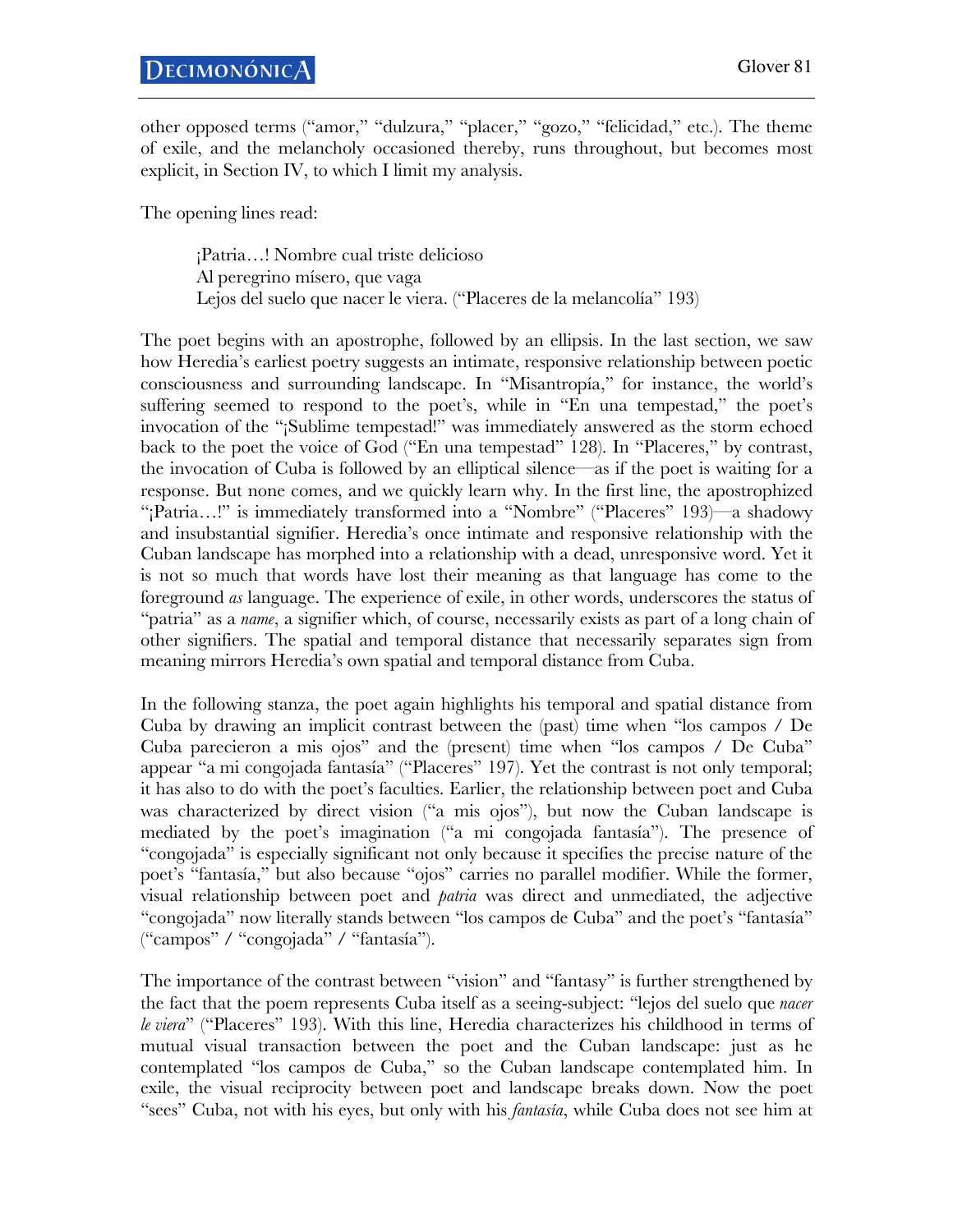other opposed terms ("amor," "dulzura," "placer," "gozo," "felicidad," etc.). The theme of exile, and the melancholy occasioned thereby, runs throughout, but becomes most explicit, in Section IV, to which I limit my analysis.

The opening lines read:

> ¡Patria…! Nombre cual triste delicioso
> Al peregrino mísero, que vaga
> Lejos del suelo que nacer le viera. ("Placeres de la melancolía" 193)

The poet begins with an apostrophe, followed by an ellipsis. In the last section, we saw how Heredia's earliest poetry suggests an intimate, responsive relationship between poetic consciousness and surrounding landscape. In "Misantropía," for instance, the world's suffering seemed to respond to the poet's, while in "En una tempestad," the poet's invocation of the "¡Sublime tempestad!" was immediately answered as the storm echoed back to the poet the voice of God ("En una tempestad" 128). In "Placeres," by contrast, the invocation of Cuba is followed by an elliptical silence—as if the poet is waiting for a response. But none comes, and we quickly learn why. In the first line, the apostrophized "¡Patria…!" is immediately transformed into a "Nombre" ("Placeres" 193)—a shadowy and insubstantial signifier. Heredia's once intimate and responsive relationship with the Cuban landscape has morphed into a relationship with a dead, unresponsive word. Yet it is not so much that words have lost their meaning as that language has come to the foreground *as* language. The experience of exile, in other words, underscores the status of "patria" as a *name*, a signifier which, of course, necessarily exists as part of a long chain of other signifiers. The spatial and temporal distance that necessarily separates sign from meaning mirrors Heredia's own spatial and temporal distance from Cuba.

In the following stanza, the poet again highlights his temporal and spatial distance from Cuba by drawing an implicit contrast between the (past) time when "los campos / De Cuba parecieron a mis ojos" and the (present) time when "los campos / De Cuba" appear "a mi congojada fantasía" ("Placeres" 197). Yet the contrast is not only temporal; it has also to do with the poet's faculties. Earlier, the relationship between poet and Cuba was characterized by direct vision ("a mis ojos"), but now the Cuban landscape is mediated by the poet's imagination ("a mi congojada fantasía"). The presence of "congojada" is especially significant not only because it specifies the precise nature of the poet's "fantasía," but also because "ojos" carries no parallel modifier. While the former, visual relationship between poet and *patria* was direct and unmediated, the adjective "congojada" now literally stands between "los campos de Cuba" and the poet's "fantasía" ("campos" / "congojada" / "fantasía").

The importance of the contrast between "vision" and "fantasy" is further strengthened by the fact that the poem represents Cuba itself as a seeing-subject: "lejos del suelo que *nacer le viera*" ("Placeres" 193). With this line, Heredia characterizes his childhood in terms of mutual visual transaction between the poet and the Cuban landscape: just as he contemplated "los campos de Cuba," so the Cuban landscape contemplated him. In exile, the visual reciprocity between poet and landscape breaks down. Now the poet "sees" Cuba, not with his eyes, but only with his *fantasía*, while Cuba does not see him at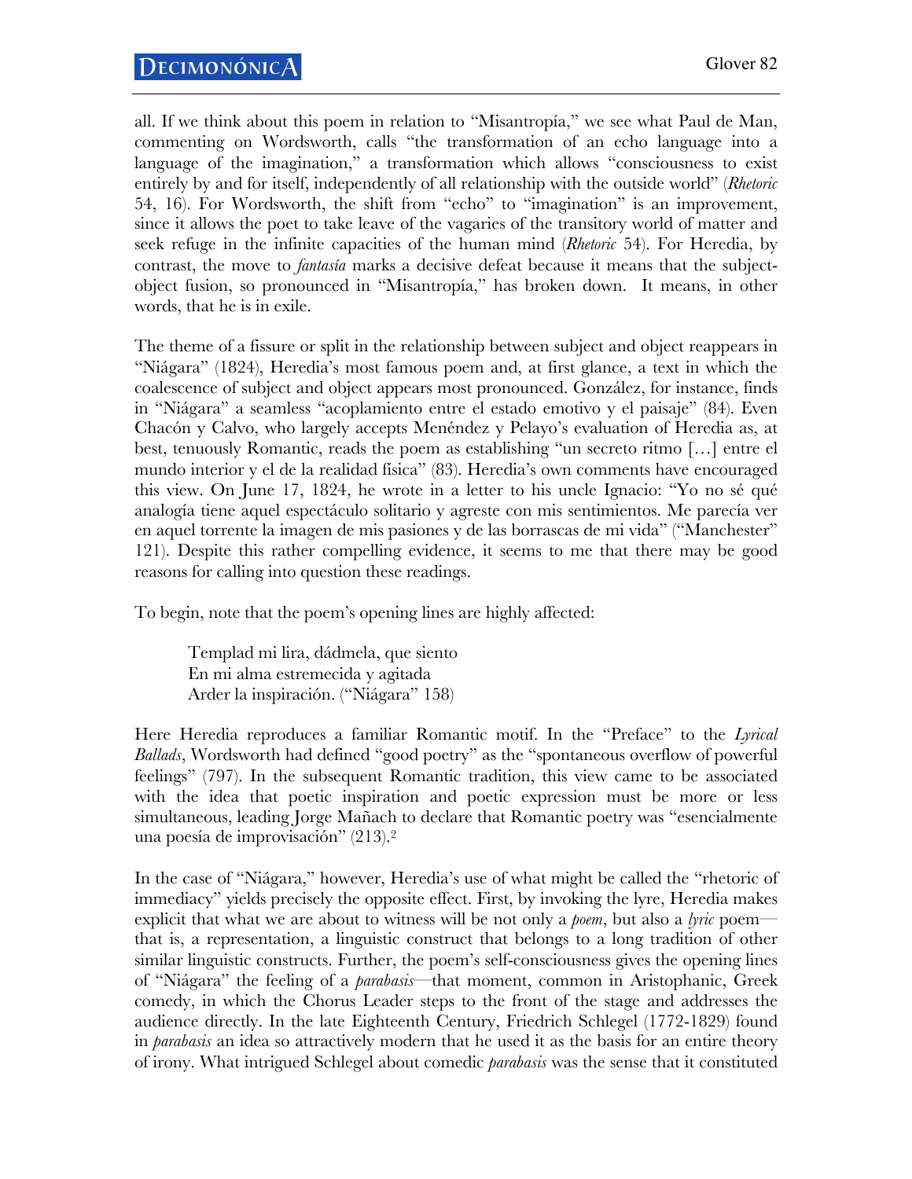all. If we think about this poem in relation to "Misantropía," we see what Paul de Man, commenting on Wordsworth, calls "the transformation of an echo language into a language of the imagination," a transformation which allows "consciousness to exist entirely by and for itself, independently of all relationship with the outside world" (*Rhetoric* 54, 16). For Wordsworth, the shift from "echo" to "imagination" is an improvement, since it allows the poet to take leave of the vagaries of the transitory world of matter and seek refuge in the infinite capacities of the human mind (*Rhetoric* 54). For Heredia, by contrast, the move to *fantasía* marks a decisive defeat because it means that the subject-object fusion, so pronounced in "Misantropía," has broken down. It means, in other words, that he is in exile.

The theme of a fissure or split in the relationship between subject and object reappears in "Niágara" (1824), Heredia's most famous poem and, at first glance, a text in which the coalescence of subject and object appears most pronounced. González, for instance, finds in "Niágara" a seamless "acoplamiento entre el estado emotivo y el paisaje" (84). Even Chacón y Calvo, who largely accepts Menéndez y Pelayo's evaluation of Heredia as, at best, tenuously Romantic, reads the poem as establishing "un secreto ritmo […] entre el mundo interior y el de la realidad física" (83). Heredia's own comments have encouraged this view. On June 17, 1824, he wrote in a letter to his uncle Ignacio: "Yo no sé qué analogía tiene aquel espectáculo solitario y agreste con mis sentimientos. Me parecía ver en aquel torrente la imagen de mis pasiones y de las borrascas de mi vida" ("Manchester" 121). Despite this rather compelling evidence, it seems to me that there may be good reasons for calling into question these readings.

To begin, note that the poem's opening lines are highly affected:

> Templad mi lira, dádmela, que siento
> En mi alma estremecida y agitada
> Arder la inspiración. ("Niágara" 158)

Here Heredia reproduces a familiar Romantic motif. In the "Preface" to the *Lyrical Ballads*, Wordsworth had defined "good poetry" as the "spontaneous overflow of powerful feelings" (797). In the subsequent Romantic tradition, this view came to be associated with the idea that poetic inspiration and poetic expression must be more or less simultaneous, leading Jorge Mañach to declare that Romantic poetry was "esencialmente una poesía de improvisación" (213).[2]

In the case of "Niágara," however, Heredia's use of what might be called the "rhetoric of immediacy" yields precisely the opposite effect. First, by invoking the lyre, Heredia makes explicit that what we are about to witness will be not only a *poem*, but also a *lyric* poem—that is, a representation, a linguistic construct that belongs to a long tradition of other similar linguistic constructs. Further, the poem's self-consciousness gives the opening lines of "Niágara" the feeling of a *parabasis*—that moment, common in Aristophanic, Greek comedy, in which the Chorus Leader steps to the front of the stage and addresses the audience directly. In the late Eighteenth Century, Friedrich Schlegel (1772-1829) found in *parabasis* an idea so attractively modern that he used it as the basis for an entire theory of irony. What intrigued Schlegel about comedic *parabasis* was the sense that it constituted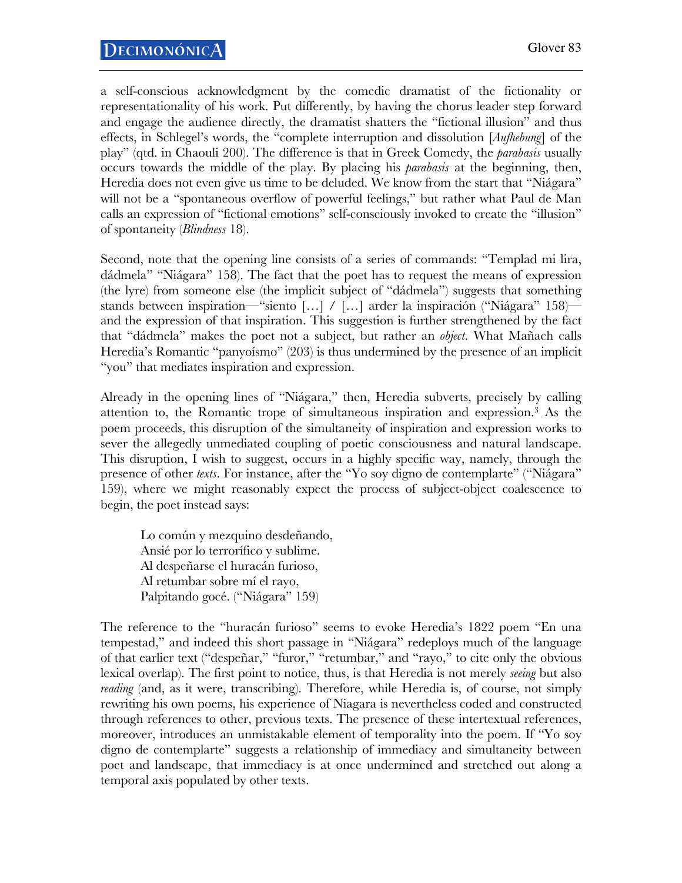a self-conscious acknowledgment by the comedic dramatist of the fictionality or representationality of his work. Put differently, by having the chorus leader step forward and engage the audience directly, the dramatist shatters the "fictional illusion" and thus effects, in Schlegel's words, the "complete interruption and dissolution [*Aufhebung*] of the play" (qtd. in Chaouli 200). The difference is that in Greek Comedy, the *parabasis* usually occurs towards the middle of the play. By placing his *parabasis* at the beginning, then, Heredia does not even give us time to be deluded. We know from the start that "Niágara" will not be a "spontaneous overflow of powerful feelings," but rather what Paul de Man calls an expression of "fictional emotions" self-consciously invoked to create the "illusion" of spontaneity (*Blindness* 18).

Second, note that the opening line consists of a series of commands: "Templad mi lira, dádmela" "Niágara" 158). The fact that the poet has to request the means of expression (the lyre) from someone else (the implicit subject of "dádmela") suggests that something stands between inspiration—"siento […] / […] arder la inspiración ("Niágara" 158)—and the expression of that inspiration. This suggestion is further strengthened by the fact that "dádmela" makes the poet not a subject, but rather an *object*. What Mañach calls Heredia's Romantic "panyoísmo" (203) is thus undermined by the presence of an implicit "you" that mediates inspiration and expression.

Already in the opening lines of "Niágara," then, Heredia subverts, precisely by calling attention to, the Romantic trope of simultaneous inspiration and expression.[3] As the poem proceeds, this disruption of the simultaneity of inspiration and expression works to sever the allegedly unmediated coupling of poetic consciousness and natural landscape. This disruption, I wish to suggest, occurs in a highly specific way, namely, through the presence of other *texts*. For instance, after the "Yo soy digno de contemplarte" ("Niágara" 159), where we might reasonably expect the process of subject-object coalescence to begin, the poet instead says:

> Lo común y mezquino desdeñando,
> Ansié por lo terrorífico y sublime.
> Al despeñarse el huracán furioso,
> Al retumbar sobre mí el rayo,
> Palpitando gocé. ("Niágara" 159)

The reference to the "huracán furioso" seems to evoke Heredia's 1822 poem "En una tempestad," and indeed this short passage in "Niágara" redeploys much of the language of that earlier text ("despeñar," "furor," "retumbar," and "rayo," to cite only the obvious lexical overlap). The first point to notice, thus, is that Heredia is not merely *seeing* but also *reading* (and, as it were, transcribing). Therefore, while Heredia is, of course, not simply rewriting his own poems, his experience of Niagara is nevertheless coded and constructed through references to other, previous texts. The presence of these intertextual references, moreover, introduces an unmistakable element of temporality into the poem. If "Yo soy digno de contemplarte" suggests a relationship of immediacy and simultaneity between poet and landscape, that immediacy is at once undermined and stretched out along a temporal axis populated by other texts.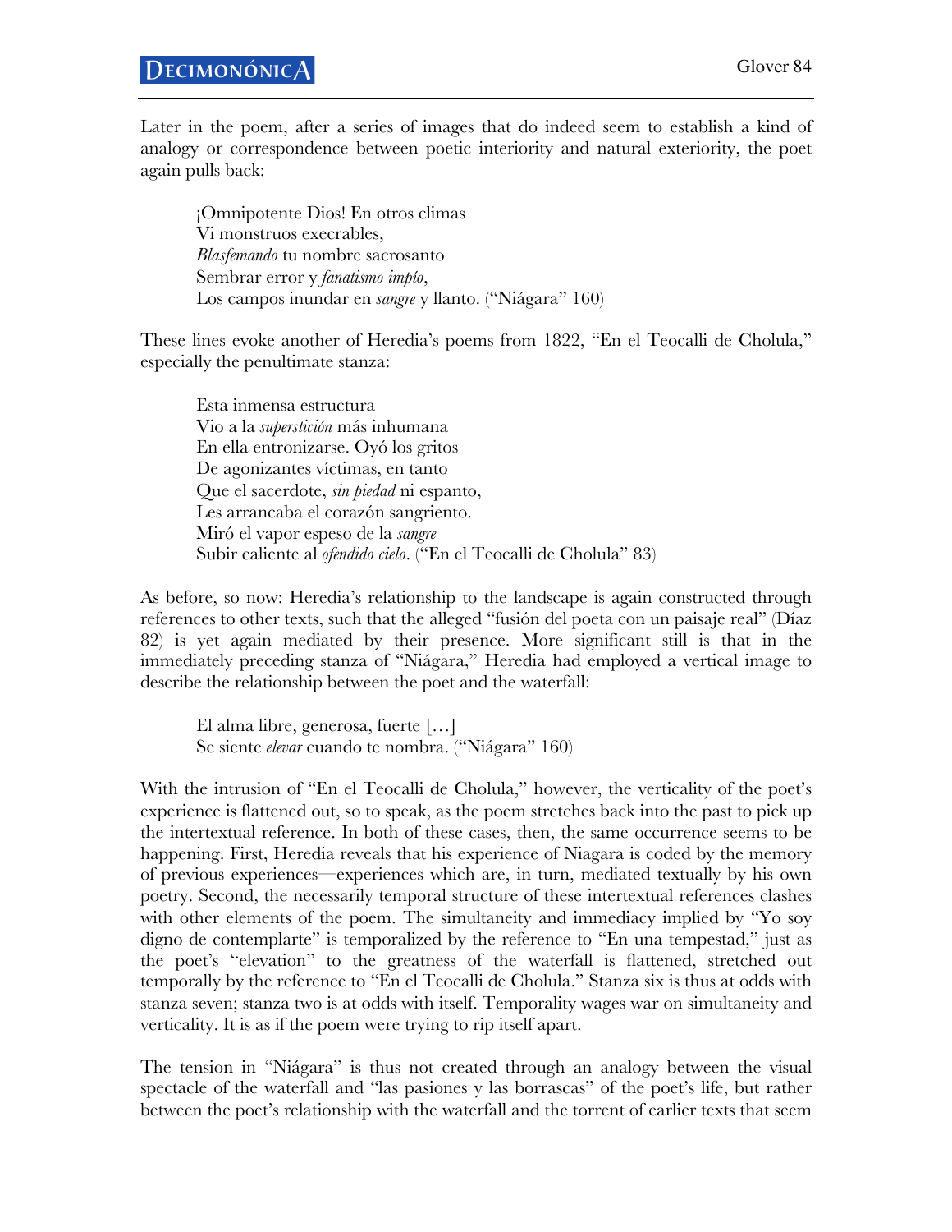Later in the poem, after a series of images that do indeed seem to establish a kind of analogy or correspondence between poetic interiority and natural exteriority, the poet again pulls back:

> ¡Omnipotente Dios! En otros climas
> Vi monstruos execrables,
> *Blasfemando* tu nombre sacrosanto
> Sembrar error y *fanatismo impío*,
> Los campos inundar en *sangre* y llanto. ("Niágara" 160)

These lines evoke another of Heredia's poems from 1822, "En el Teocalli de Cholula," especially the penultimate stanza:

> Esta inmensa estructura
> Vio a la *superstición* más inhumana
> En ella entronizarse. Oyó los gritos
> De agonizantes víctimas, en tanto
> Que el sacerdote, *sin piedad* ni espanto,
> Les arrancaba el corazón sangriento.
> Miró el vapor espeso de la *sangre*
> Subir caliente al *ofendido cielo*. ("En el Teocalli de Cholula" 83)

As before, so now: Heredia's relationship to the landscape is again constructed through references to other texts, such that the alleged "fusión del poeta con un paisaje real" (Díaz 82) is yet again mediated by their presence. More significant still is that in the immediately preceding stanza of "Niágara," Heredia had employed a vertical image to describe the relationship between the poet and the waterfall:

> El alma libre, generosa, fuerte […]
> Se siente *elevar* cuando te nombra. ("Niágara" 160)

With the intrusion of "En el Teocalli de Cholula," however, the verticality of the poet's experience is flattened out, so to speak, as the poem stretches back into the past to pick up the intertextual reference. In both of these cases, then, the same occurrence seems to be happening. First, Heredia reveals that his experience of Niagara is coded by the memory of previous experiences—experiences which are, in turn, mediated textually by his own poetry. Second, the necessarily temporal structure of these intertextual references clashes with other elements of the poem. The simultaneity and immediacy implied by "Yo soy digno de contemplarte" is temporalized by the reference to "En una tempestad," just as the poet's "elevation" to the greatness of the waterfall is flattened, stretched out temporally by the reference to "En el Teocalli de Cholula." Stanza six is thus at odds with stanza seven; stanza two is at odds with itself. Temporality wages war on simultaneity and verticality. It is as if the poem were trying to rip itself apart.

The tension in "Niágara" is thus not created through an analogy between the visual spectacle of the waterfall and "las pasiones y las borrascas" of the poet's life, but rather between the poet's relationship with the waterfall and the torrent of earlier texts that seem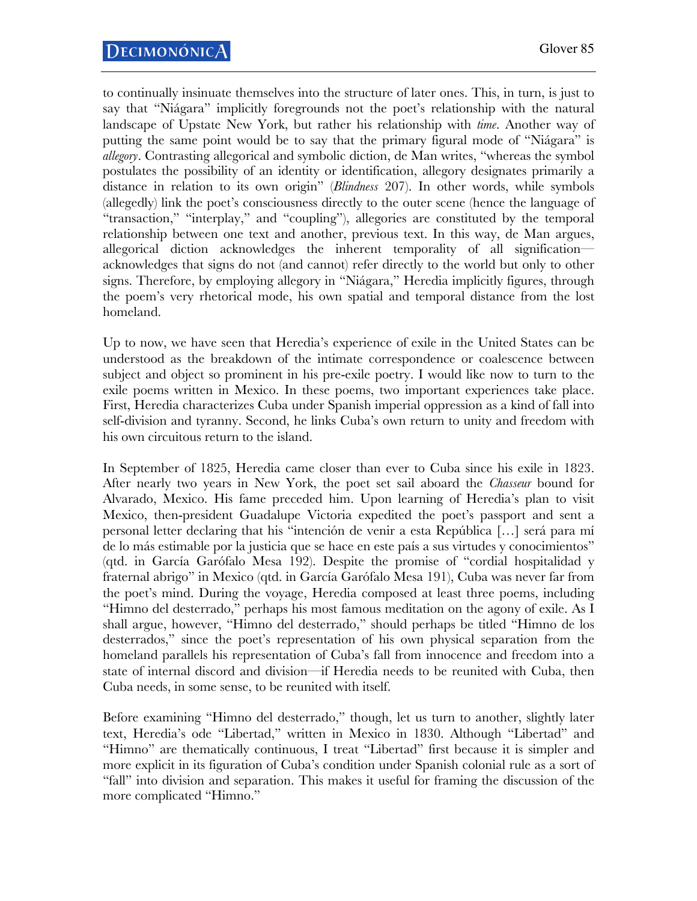to continually insinuate themselves into the structure of later ones. This, in turn, is just to say that "Niágara" implicitly foregrounds not the poet's relationship with the natural landscape of Upstate New York, but rather his relationship with *time*. Another way of putting the same point would be to say that the primary figural mode of "Niágara" is *allegory*. Contrasting allegorical and symbolic diction, de Man writes, "whereas the symbol postulates the possibility of an identity or identification, allegory designates primarily a distance in relation to its own origin" (*Blindness* 207). In other words, while symbols (allegedly) link the poet's consciousness directly to the outer scene (hence the language of "transaction," "interplay," and "coupling"), allegories are constituted by the temporal relationship between one text and another, previous text. In this way, de Man argues, allegorical diction acknowledges the inherent temporality of all signification—acknowledges that signs do not (and cannot) refer directly to the world but only to other signs. Therefore, by employing allegory in "Niágara," Heredia implicitly figures, through the poem's very rhetorical mode, his own spatial and temporal distance from the lost homeland.

Up to now, we have seen that Heredia's experience of exile in the United States can be understood as the breakdown of the intimate correspondence or coalescence between subject and object so prominent in his pre-exile poetry. I would like now to turn to the exile poems written in Mexico. In these poems, two important experiences take place. First, Heredia characterizes Cuba under Spanish imperial oppression as a kind of fall into self-division and tyranny. Second, he links Cuba's own return to unity and freedom with his own circuitous return to the island.

In September of 1825, Heredia came closer than ever to Cuba since his exile in 1823. After nearly two years in New York, the poet set sail aboard the *Chasseur* bound for Alvarado, Mexico. His fame preceded him. Upon learning of Heredia's plan to visit Mexico, then-president Guadalupe Victoria expedited the poet's passport and sent a personal letter declaring that his "intención de venir a esta República […] será para mí de lo más estimable por la justicia que se hace en este país a sus virtudes y conocimientos" (qtd. in García Garófalo Mesa 192). Despite the promise of "cordial hospitalidad y fraternal abrigo" in Mexico (qtd. in García Garófalo Mesa 191), Cuba was never far from the poet's mind. During the voyage, Heredia composed at least three poems, including "Himno del desterrado," perhaps his most famous meditation on the agony of exile. As I shall argue, however, "Himno del desterrado," should perhaps be titled "Himno de los desterrados," since the poet's representation of his own physical separation from the homeland parallels his representation of Cuba's fall from innocence and freedom into a state of internal discord and division—if Heredia needs to be reunited with Cuba, then Cuba needs, in some sense, to be reunited with itself.

Before examining "Himno del desterrado," though, let us turn to another, slightly later text, Heredia's ode "Libertad," written in Mexico in 1830. Although "Libertad" and "Himno" are thematically continuous, I treat "Libertad" first because it is simpler and more explicit in its figuration of Cuba's condition under Spanish colonial rule as a sort of "fall" into division and separation. This makes it useful for framing the discussion of the more complicated "Himno."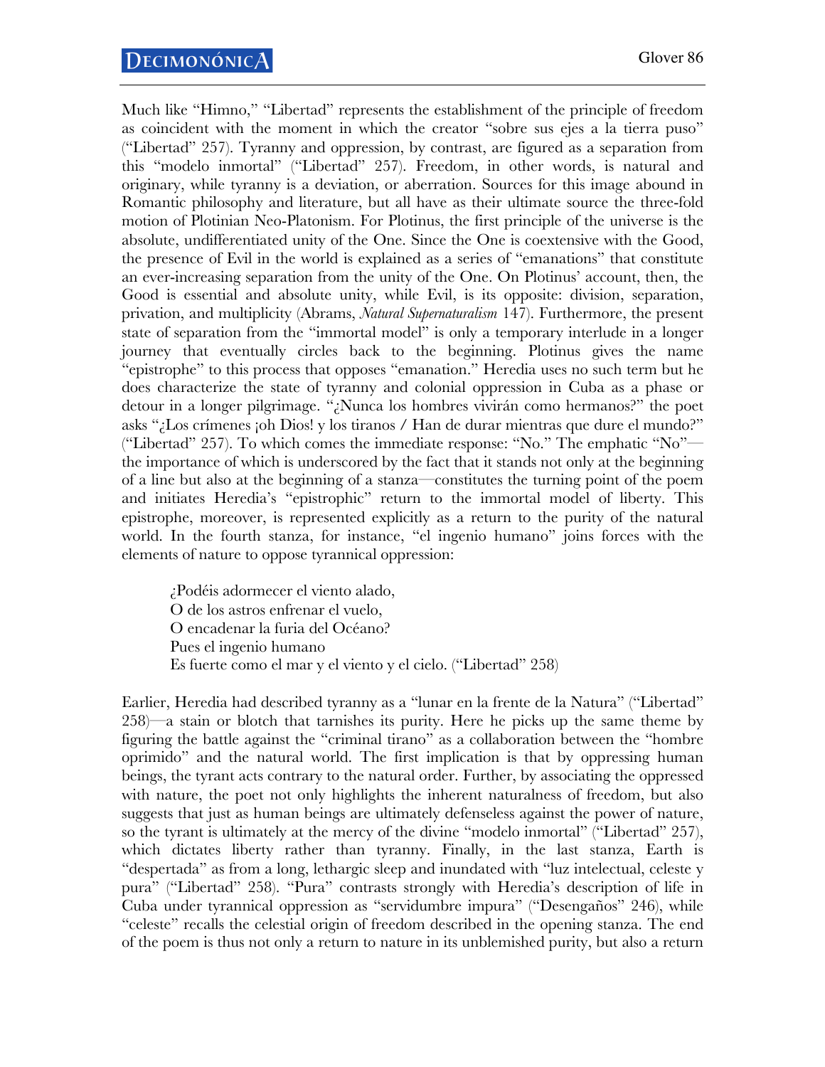Much like "Himno," "Libertad" represents the establishment of the principle of freedom as coincident with the moment in which the creator "sobre sus ejes a la tierra puso" ("Libertad" 257). Tyranny and oppression, by contrast, are figured as a separation from this "modelo inmortal" ("Libertad" 257). Freedom, in other words, is natural and originary, while tyranny is a deviation, or aberration. Sources for this image abound in Romantic philosophy and literature, but all have as their ultimate source the three-fold motion of Plotinian Neo-Platonism. For Plotinus, the first principle of the universe is the absolute, undifferentiated unity of the One. Since the One is coextensive with the Good, the presence of Evil in the world is explained as a series of "emanations" that constitute an ever-increasing separation from the unity of the One. On Plotinus' account, then, the Good is essential and absolute unity, while Evil, is its opposite: division, separation, privation, and multiplicity (Abrams, *Natural Supernaturalism* 147). Furthermore, the present state of separation from the "immortal model" is only a temporary interlude in a longer journey that eventually circles back to the beginning. Plotinus gives the name "epistrophe" to this process that opposes "emanation." Heredia uses no such term but he does characterize the state of tyranny and colonial oppression in Cuba as a phase or detour in a longer pilgrimage. "¿Nunca los hombres vivirán como hermanos?" the poet asks "¿Los crímenes ¡oh Dios! y los tiranos / Han de durar mientras que dure el mundo?" ("Libertad" 257). To which comes the immediate response: "No." The emphatic "No"—the importance of which is underscored by the fact that it stands not only at the beginning of a line but also at the beginning of a stanza—constitutes the turning point of the poem and initiates Heredia's "epistrophic" return to the immortal model of liberty. This epistrophe, moreover, is represented explicitly as a return to the purity of the natural world. In the fourth stanza, for instance, "el ingenio humano" joins forces with the elements of nature to oppose tyrannical oppression:

> ¿Podéis adormecer el viento alado,
> O de los astros enfrenar el vuelo,
> O encadenar la furia del Océano?
> Pues el ingenio humano
> Es fuerte como el mar y el viento y el cielo. ("Libertad" 258)

Earlier, Heredia had described tyranny as a "lunar en la frente de la Natura" ("Libertad" 258)—a stain or blotch that tarnishes its purity. Here he picks up the same theme by figuring the battle against the "criminal tirano" as a collaboration between the "hombre oprimido" and the natural world. The first implication is that by oppressing human beings, the tyrant acts contrary to the natural order. Further, by associating the oppressed with nature, the poet not only highlights the inherent naturalness of freedom, but also suggests that just as human beings are ultimately defenseless against the power of nature, so the tyrant is ultimately at the mercy of the divine "modelo inmortal" ("Libertad" 257), which dictates liberty rather than tyranny. Finally, in the last stanza, Earth is "despertada" as from a long, lethargic sleep and inundated with "luz intelectual, celeste y pura" ("Libertad" 258). "Pura" contrasts strongly with Heredia's description of life in Cuba under tyrannical oppression as "servidumbre impura" ("Desengaños" 246), while "celeste" recalls the celestial origin of freedom described in the opening stanza. The end of the poem is thus not only a return to nature in its unblemished purity, but also a return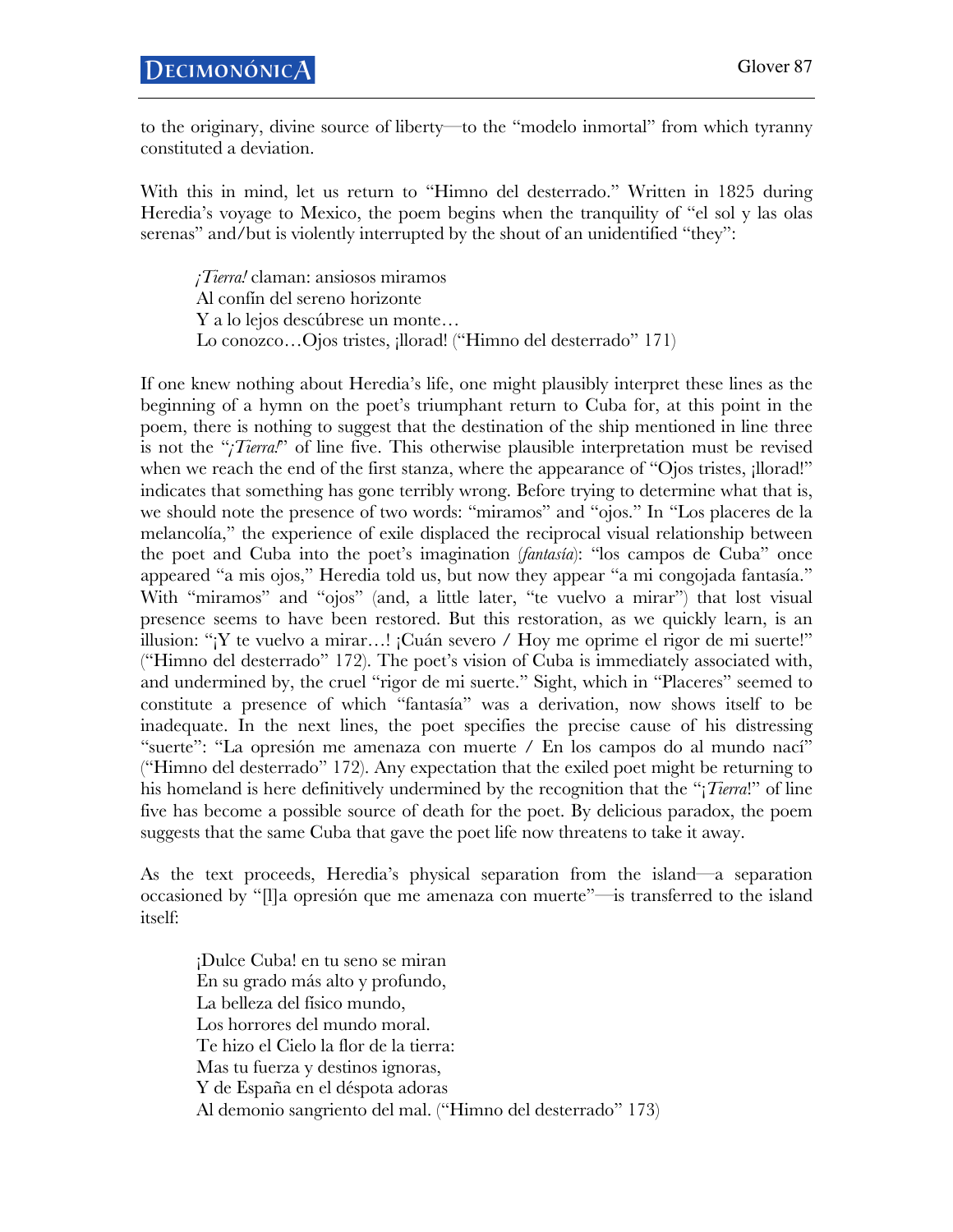to the originary, divine source of liberty—to the "modelo inmortal" from which tyranny constituted a deviation.

With this in mind, let us return to "Himno del desterrado." Written in 1825 during Heredia's voyage to Mexico, the poem begins when the tranquility of "el sol y las olas serenas" and/but is violently interrupted by the shout of an unidentified "they":

> *¡Tierra!* claman: ansiosos miramos  
> Al confín del sereno horizonte  
> Y a lo lejos descúbrese un monte…  
> Lo conozco…Ojos tristes, ¡llorad! ("Himno del desterrado" 171)

If one knew nothing about Heredia's life, one might plausibly interpret these lines as the beginning of a hymn on the poet's triumphant return to Cuba for, at this point in the poem, there is nothing to suggest that the destination of the ship mentioned in line three is not the "*¡Tierra!*" of line five. This otherwise plausible interpretation must be revised when we reach the end of the first stanza, where the appearance of "Ojos tristes, ¡llorad!" indicates that something has gone terribly wrong. Before trying to determine what that is, we should note the presence of two words: "miramos" and "ojos." In "Los placeres de la melancolía," the experience of exile displaced the reciprocal visual relationship between the poet and Cuba into the poet's imagination (*fantasía*): "los campos de Cuba" once appeared "a mis ojos," Heredia told us, but now they appear "a mi congojada fantasía." With "miramos" and "ojos" (and, a little later, "te vuelvo a mirar") that lost visual presence seems to have been restored. But this restoration, as we quickly learn, is an illusion: "¡Y te vuelvo a mirar…! ¡Cuán severo / Hoy me oprime el rigor de mi suerte!" ("Himno del desterrado" 172). The poet's vision of Cuba is immediately associated with, and undermined by, the cruel "rigor de mi suerte." Sight, which in "Placeres" seemed to constitute a presence of which "fantasía" was a derivation, now shows itself to be inadequate. In the next lines, the poet specifies the precise cause of his distressing "suerte": "La opresión me amenaza con muerte / En los campos do al mundo nací" ("Himno del desterrado" 172). Any expectation that the exiled poet might be returning to his homeland is here definitively undermined by the recognition that the "¡*Tierra*!" of line five has become a possible source of death for the poet. By delicious paradox, the poem suggests that the same Cuba that gave the poet life now threatens to take it away.

As the text proceeds, Heredia's physical separation from the island—a separation occasioned by "[l]a opresión que me amenaza con muerte"—is transferred to the island itself:

> ¡Dulce Cuba! en tu seno se miran  
> En su grado más alto y profundo,  
> La belleza del físico mundo,  
> Los horrores del mundo moral.  
> Te hizo el Cielo la flor de la tierra:  
> Mas tu fuerza y destinos ignoras,  
> Y de España en el déspota adoras  
> Al demonio sangriento del mal. ("Himno del desterrado" 173)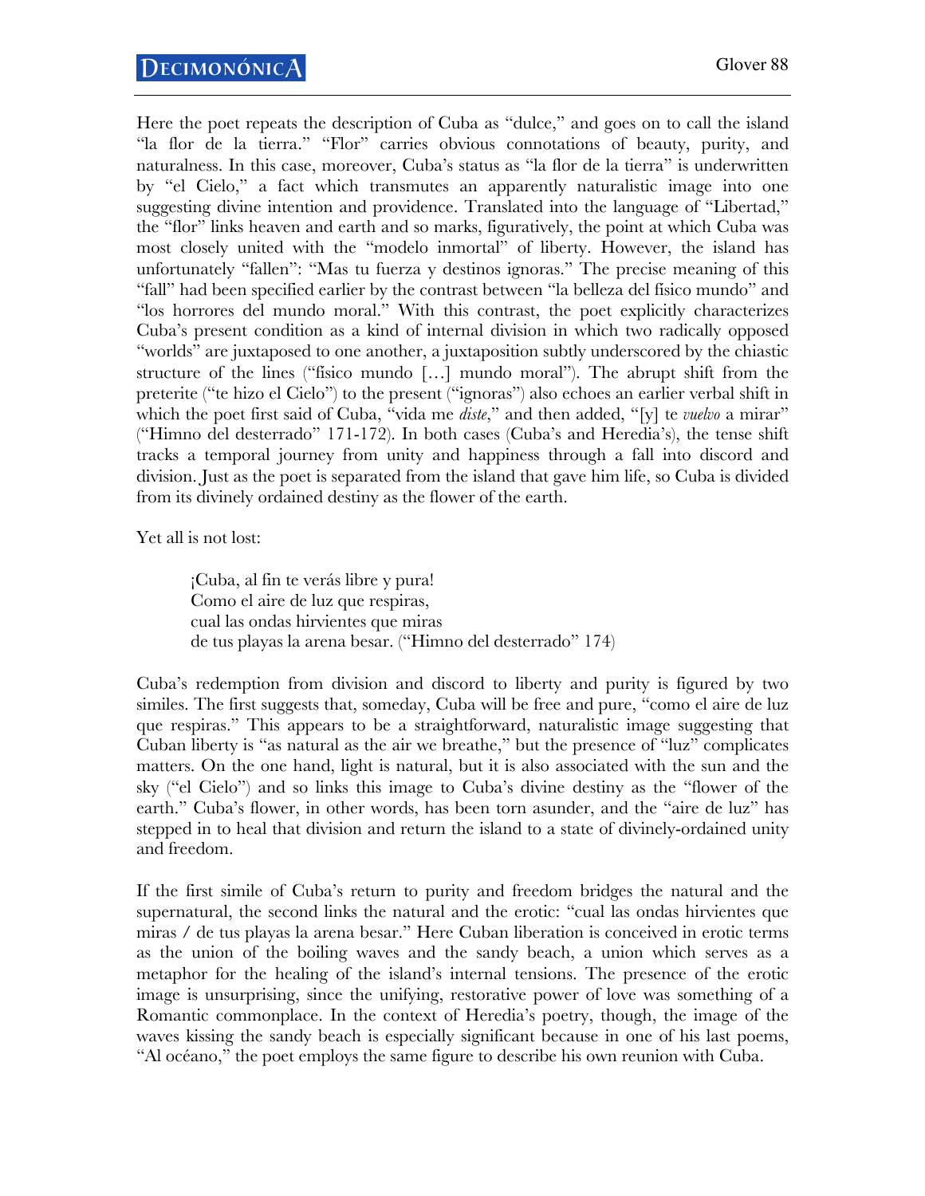Here the poet repeats the description of Cuba as "dulce," and goes on to call the island "la flor de la tierra." "Flor" carries obvious connotations of beauty, purity, and naturalness. In this case, moreover, Cuba's status as "la flor de la tierra" is underwritten by "el Cielo," a fact which transmutes an apparently naturalistic image into one suggesting divine intention and providence. Translated into the language of "Libertad," the "flor" links heaven and earth and so marks, figuratively, the point at which Cuba was most closely united with the "modelo inmortal" of liberty. However, the island has unfortunately "fallen": "Mas tu fuerza y destinos ignoras." The precise meaning of this "fall" had been specified earlier by the contrast between "la belleza del físico mundo" and "los horrores del mundo moral." With this contrast, the poet explicitly characterizes Cuba's present condition as a kind of internal division in which two radically opposed "worlds" are juxtaposed to one another, a juxtaposition subtly underscored by the chiastic structure of the lines ("físico mundo […] mundo moral"). The abrupt shift from the preterite ("te hizo el Cielo") to the present ("ignoras") also echoes an earlier verbal shift in which the poet first said of Cuba, "vida me *diste*," and then added, "[y] te *vuelvo* a mirar" ("Himno del desterrado" 171-172). In both cases (Cuba's and Heredia's), the tense shift tracks a temporal journey from unity and happiness through a fall into discord and division. Just as the poet is separated from the island that gave him life, so Cuba is divided from its divinely ordained destiny as the flower of the earth.

Yet all is not lost:

> ¡Cuba, al fin te verás libre y pura!
> Como el aire de luz que respiras,
> cual las ondas hirvientes que miras
> de tus playas la arena besar. ("Himno del desterrado" 174)

Cuba's redemption from division and discord to liberty and purity is figured by two similes. The first suggests that, someday, Cuba will be free and pure, "como el aire de luz que respiras." This appears to be a straightforward, naturalistic image suggesting that Cuban liberty is "as natural as the air we breathe," but the presence of "luz" complicates matters. On the one hand, light is natural, but it is also associated with the sun and the sky ("el Cielo") and so links this image to Cuba's divine destiny as the "flower of the earth." Cuba's flower, in other words, has been torn asunder, and the "aire de luz" has stepped in to heal that division and return the island to a state of divinely-ordained unity and freedom.

If the first simile of Cuba's return to purity and freedom bridges the natural and the supernatural, the second links the natural and the erotic: "cual las ondas hirvientes que miras / de tus playas la arena besar." Here Cuban liberation is conceived in erotic terms as the union of the boiling waves and the sandy beach, a union which serves as a metaphor for the healing of the island's internal tensions. The presence of the erotic image is unsurprising, since the unifying, restorative power of love was something of a Romantic commonplace. In the context of Heredia's poetry, though, the image of the waves kissing the sandy beach is especially significant because in one of his last poems, "Al océano," the poet employs the same figure to describe his own reunion with Cuba.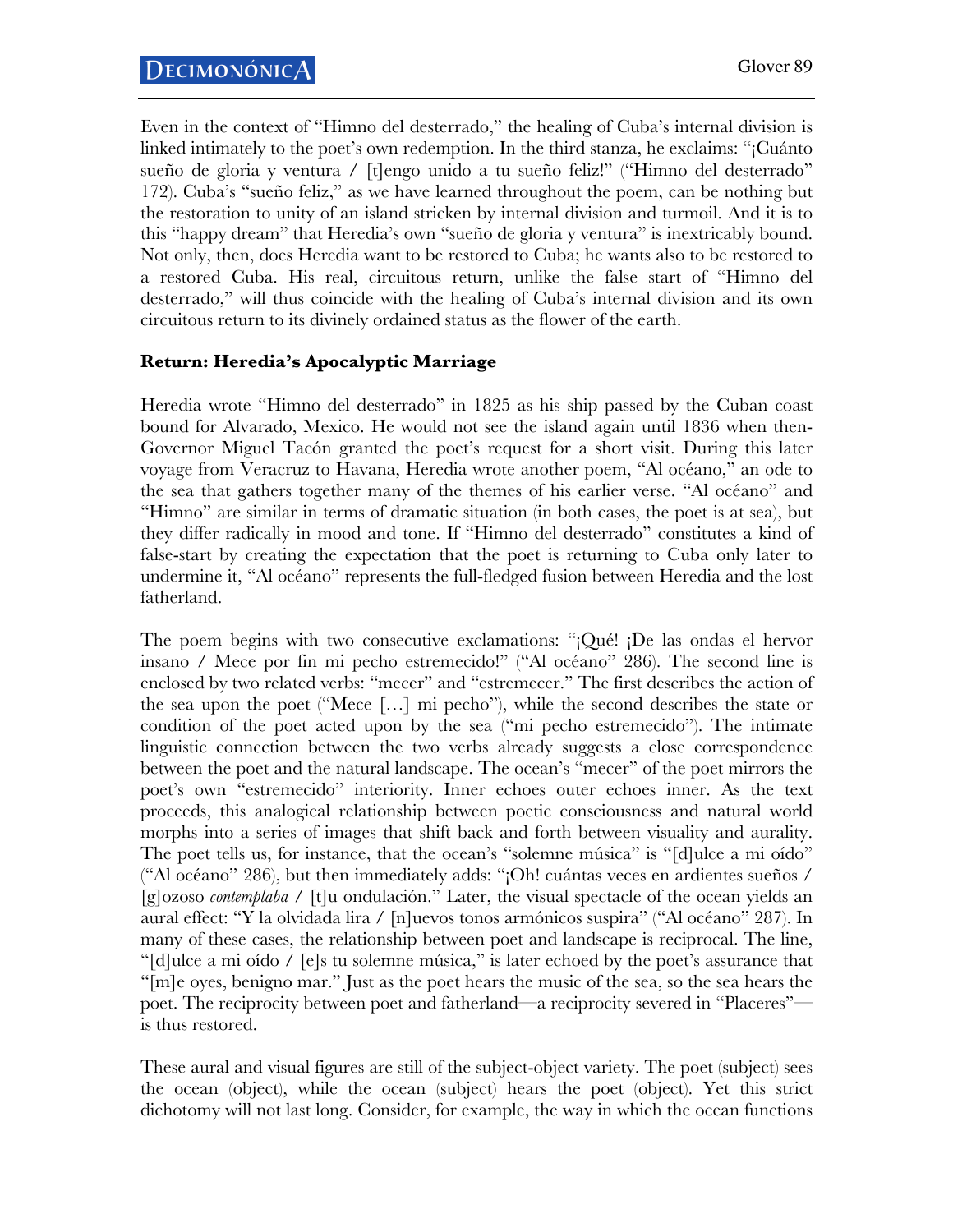Even in the context of "Himno del desterrado," the healing of Cuba's internal division is linked intimately to the poet's own redemption. In the third stanza, he exclaims: "¡Cuánto sueño de gloria y ventura / [t]engo unido a tu sueño feliz!" ("Himno del desterrado" 172). Cuba's "sueño feliz," as we have learned throughout the poem, can be nothing but the restoration to unity of an island stricken by internal division and turmoil. And it is to this "happy dream" that Heredia's own "sueño de gloria y ventura" is inextricably bound. Not only, then, does Heredia want to be restored to Cuba; he wants also to be restored to a restored Cuba. His real, circuitous return, unlike the false start of "Himno del desterrado," will thus coincide with the healing of Cuba's internal division and its own circuitous return to its divinely ordained status as the flower of the earth.

**Return: Heredia's Apocalyptic Marriage**

Heredia wrote "Himno del desterrado" in 1825 as his ship passed by the Cuban coast bound for Alvarado, Mexico. He would not see the island again until 1836 when then-Governor Miguel Tacón granted the poet's request for a short visit. During this later voyage from Veracruz to Havana, Heredia wrote another poem, "Al océano," an ode to the sea that gathers together many of the themes of his earlier verse. "Al océano" and "Himno" are similar in terms of dramatic situation (in both cases, the poet is at sea), but they differ radically in mood and tone. If "Himno del desterrado" constitutes a kind of false-start by creating the expectation that the poet is returning to Cuba only later to undermine it, "Al océano" represents the full-fledged fusion between Heredia and the lost fatherland.

The poem begins with two consecutive exclamations: "¡Qué! ¡De las ondas el hervor insano / Mece por fin mi pecho estremecido!" ("Al océano" 286). The second line is enclosed by two related verbs: "mecer" and "estremecer." The first describes the action of the sea upon the poet ("Mece […] mi pecho"), while the second describes the state or condition of the poet acted upon by the sea ("mi pecho estremecido"). The intimate linguistic connection between the two verbs already suggests a close correspondence between the poet and the natural landscape. The ocean's "mecer" of the poet mirrors the poet's own "estremecido" interiority. Inner echoes outer echoes inner. As the text proceeds, this analogical relationship between poetic consciousness and natural world morphs into a series of images that shift back and forth between visuality and aurality. The poet tells us, for instance, that the ocean's "solemne música" is "[d]ulce a mi oído" ("Al océano" 286), but then immediately adds: "¡Oh! cuántas veces en ardientes sueños / [g]ozoso *contemplaba* / [t]u ondulación." Later, the visual spectacle of the ocean yields an aural effect: "Y la olvidada lira / [n]uevos tonos armónicos suspira" ("Al océano" 287). In many of these cases, the relationship between poet and landscape is reciprocal. The line, "[d]ulce a mi oído / [e]s tu solemne música," is later echoed by the poet's assurance that "[m]e oyes, benigno mar." Just as the poet hears the music of the sea, so the sea hears the poet. The reciprocity between poet and fatherland—a reciprocity severed in "Placeres"—is thus restored.

These aural and visual figures are still of the subject-object variety. The poet (subject) sees the ocean (object), while the ocean (subject) hears the poet (object). Yet this strict dichotomy will not last long. Consider, for example, the way in which the ocean functions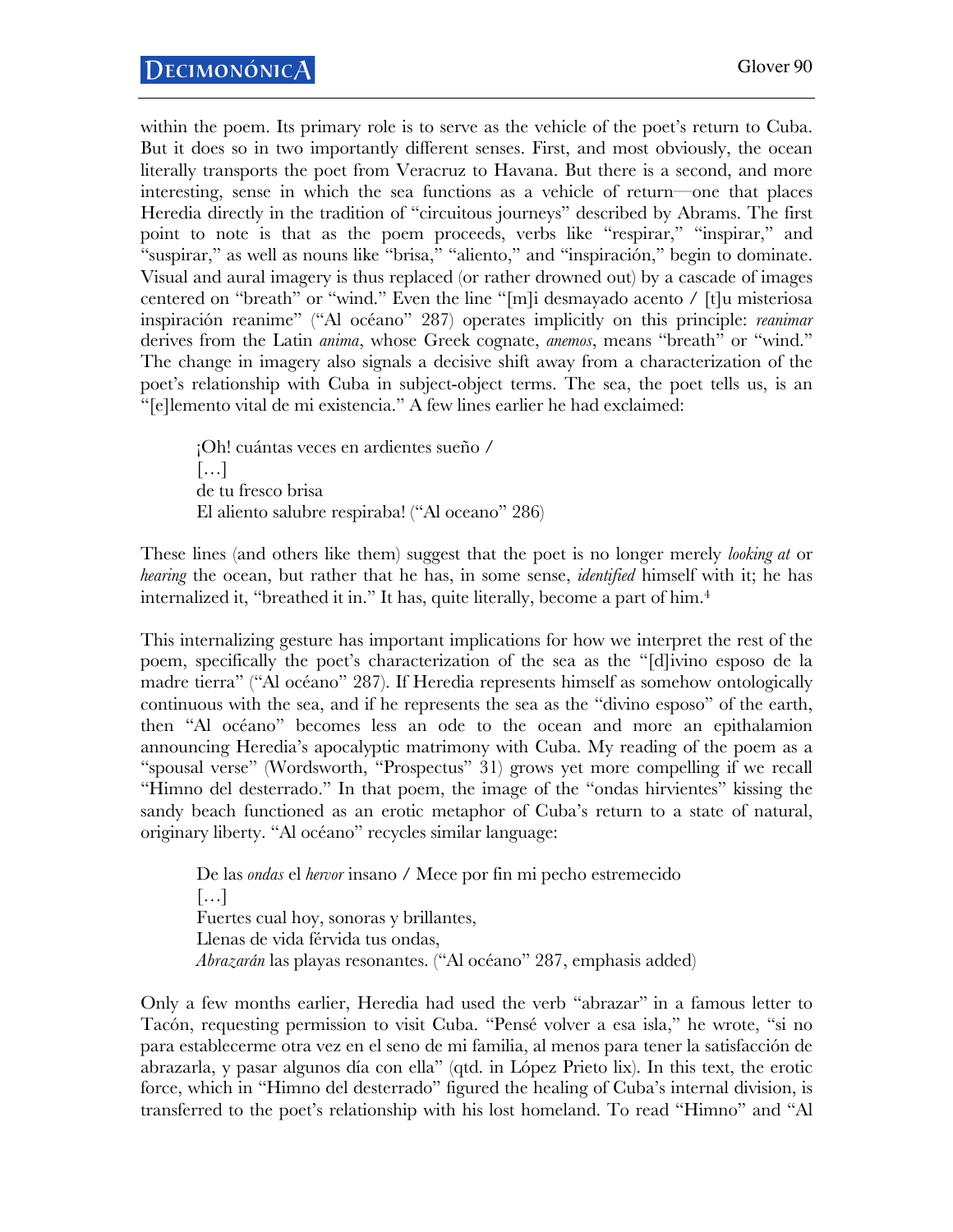within the poem. Its primary role is to serve as the vehicle of the poet's return to Cuba. But it does so in two importantly different senses. First, and most obviously, the ocean literally transports the poet from Veracruz to Havana. But there is a second, and more interesting, sense in which the sea functions as a vehicle of return—one that places Heredia directly in the tradition of "circuitous journeys" described by Abrams. The first point to note is that as the poem proceeds, verbs like "respirar," "inspirar," and "suspirar," as well as nouns like "brisa," "aliento," and "inspiración," begin to dominate. Visual and aural imagery is thus replaced (or rather drowned out) by a cascade of images centered on "breath" or "wind." Even the line "[m]i desmayado acento / [t]u misteriosa inspiración reanime" ("Al océano" 287) operates implicitly on this principle: *reanimar* derives from the Latin *anima*, whose Greek cognate, *anemos*, means "breath" or "wind." The change in imagery also signals a decisive shift away from a characterization of the poet's relationship with Cuba in subject-object terms. The sea, the poet tells us, is an "[e]lemento vital de mi existencia." A few lines earlier he had exclaimed:

> ¡Oh! cuántas veces en ardientes sueño /
> […]
> de tu fresco brisa
> El aliento salubre respiraba! ("Al oceano" 286)

These lines (and others like them) suggest that the poet is no longer merely *looking at* or *hearing* the ocean, but rather that he has, in some sense, *identified* himself with it; he has internalized it, "breathed it in." It has, quite literally, become a part of him.[4]

This internalizing gesture has important implications for how we interpret the rest of the poem, specifically the poet's characterization of the sea as the "[d]ivino esposo de la madre tierra" ("Al océano" 287). If Heredia represents himself as somehow ontologically continuous with the sea, and if he represents the sea as the "divino esposo" of the earth, then "Al océano" becomes less an ode to the ocean and more an epithalamion announcing Heredia's apocalyptic matrimony with Cuba. My reading of the poem as a "spousal verse" (Wordsworth, "Prospectus" 31) grows yet more compelling if we recall "Himno del desterrado." In that poem, the image of the "ondas hirvientes" kissing the sandy beach functioned as an erotic metaphor of Cuba's return to a state of natural, originary liberty. "Al océano" recycles similar language:

> De las *ondas* el *hervor* insano / Mece por fin mi pecho estremecido
> […]
> Fuertes cual hoy, sonoras y brillantes,
> Llenas de vida férvida tus ondas,
> *Abrazarán* las playas resonantes. ("Al océano" 287, emphasis added)

Only a few months earlier, Heredia had used the verb "abrazar" in a famous letter to Tacón, requesting permission to visit Cuba. "Pensé volver a esa isla," he wrote, "si no para establecerme otra vez en el seno de mi familia, al menos para tener la satisfacción de abrazarla, y pasar algunos día con ella" (qtd. in López Prieto lix). In this text, the erotic force, which in "Himno del desterrado" figured the healing of Cuba's internal division, is transferred to the poet's relationship with his lost homeland. To read "Himno" and "Al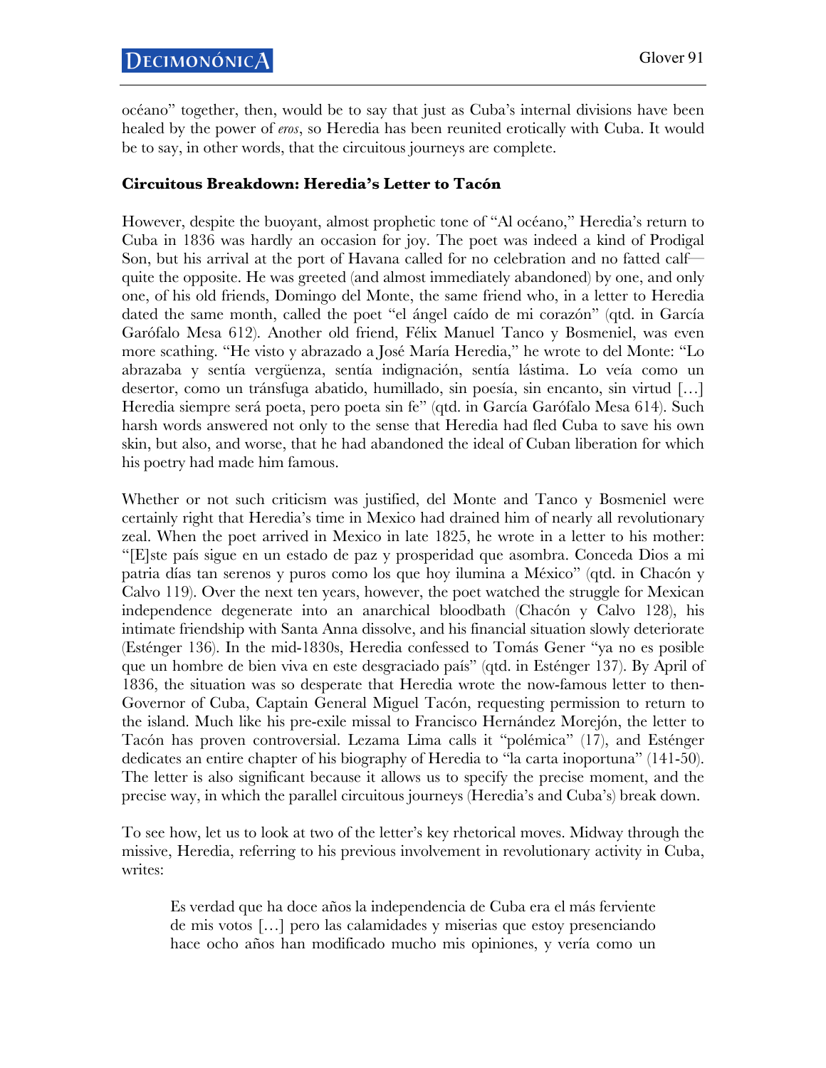océano" together, then, would be to say that just as Cuba's internal divisions have been healed by the power of *eros*, so Heredia has been reunited erotically with Cuba. It would be to say, in other words, that the circuitous journeys are complete.

### Circuitous Breakdown: Heredia's Letter to Tacón

However, despite the buoyant, almost prophetic tone of "Al océano," Heredia's return to Cuba in 1836 was hardly an occasion for joy. The poet was indeed a kind of Prodigal Son, but his arrival at the port of Havana called for no celebration and no fatted calf—quite the opposite. He was greeted (and almost immediately abandoned) by one, and only one, of his old friends, Domingo del Monte, the same friend who, in a letter to Heredia dated the same month, called the poet "el ángel caído de mi corazón" (qtd. in García Garófalo Mesa 612). Another old friend, Félix Manuel Tanco y Bosmeniel, was even more scathing. "He visto y abrazado a José María Heredia," he wrote to del Monte: "Lo abrazaba y sentía vergüenza, sentía indignación, sentía lástima. Lo veía como un desertor, como un tránsfuga abatido, humillado, sin poesía, sin encanto, sin virtud […] Heredia siempre será poeta, pero poeta sin fe" (qtd. in García Garófalo Mesa 614). Such harsh words answered not only to the sense that Heredia had fled Cuba to save his own skin, but also, and worse, that he had abandoned the ideal of Cuban liberation for which his poetry had made him famous.

Whether or not such criticism was justified, del Monte and Tanco y Bosmeniel were certainly right that Heredia's time in Mexico had drained him of nearly all revolutionary zeal. When the poet arrived in Mexico in late 1825, he wrote in a letter to his mother: "[E]ste país sigue en un estado de paz y prosperidad que asombra. Conceda Dios a mi patria días tan serenos y puros como los que hoy ilumina a México" (qtd. in Chacón y Calvo 119). Over the next ten years, however, the poet watched the struggle for Mexican independence degenerate into an anarchical bloodbath (Chacón y Calvo 128), his intimate friendship with Santa Anna dissolve, and his financial situation slowly deteriorate (Esténger 136). In the mid-1830s, Heredia confessed to Tomás Gener "ya no es posible que un hombre de bien viva en este desgraciado país" (qtd. in Esténger 137). By April of 1836, the situation was so desperate that Heredia wrote the now-famous letter to then-Governor of Cuba, Captain General Miguel Tacón, requesting permission to return to the island. Much like his pre-exile missal to Francisco Hernández Morejón, the letter to Tacón has proven controversial. Lezama Lima calls it "polémica" (17), and Esténger dedicates an entire chapter of his biography of Heredia to "la carta inoportuna" (141-50). The letter is also significant because it allows us to specify the precise moment, and the precise way, in which the parallel circuitous journeys (Heredia's and Cuba's) break down.

To see how, let us to look at two of the letter's key rhetorical moves. Midway through the missive, Heredia, referring to his previous involvement in revolutionary activity in Cuba, writes:

> Es verdad que ha doce años la independencia de Cuba era el más ferviente de mis votos […] pero las calamidades y miserias que estoy presenciando hace ocho años han modificado mucho mis opiniones, y vería como un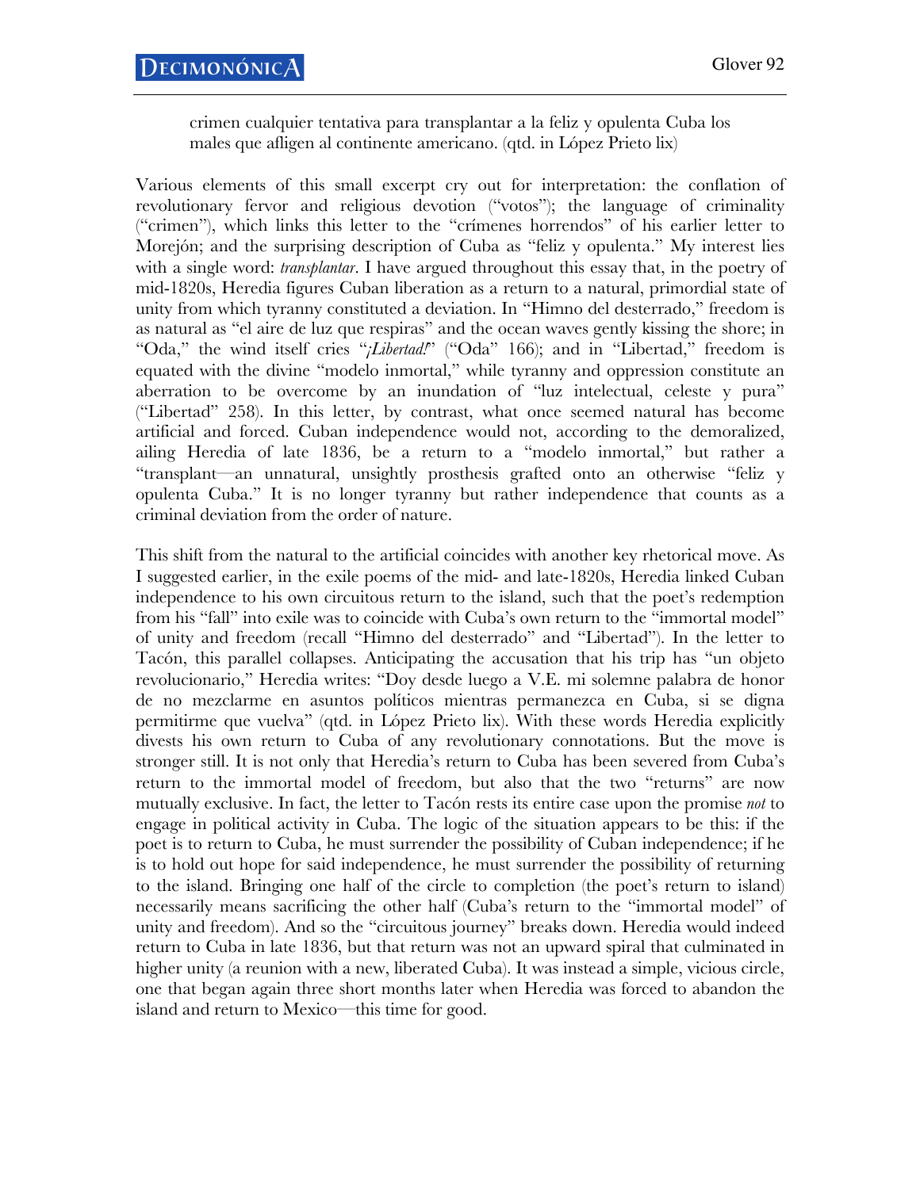> crimen cualquier tentativa para transplantar a la feliz y opulenta Cuba los males que afligen al continente americano. (qtd. in López Prieto lix)

Various elements of this small excerpt cry out for interpretation: the conflation of revolutionary fervor and religious devotion ("votos"); the language of criminality ("crimen"), which links this letter to the "crímenes horrendos" of his earlier letter to Morejón; and the surprising description of Cuba as "feliz y opulenta." My interest lies with a single word: *transplantar*. I have argued throughout this essay that, in the poetry of mid-1820s, Heredia figures Cuban liberation as a return to a natural, primordial state of unity from which tyranny constituted a deviation. In "Himno del desterrado," freedom is as natural as "el aire de luz que respiras" and the ocean waves gently kissing the shore; in "Oda," the wind itself cries "*¡Libertad!*" ("Oda" 166); and in "Libertad," freedom is equated with the divine "modelo inmortal," while tyranny and oppression constitute an aberration to be overcome by an inundation of "luz intelectual, celeste y pura" ("Libertad" 258). In this letter, by contrast, what once seemed natural has become artificial and forced. Cuban independence would not, according to the demoralized, ailing Heredia of late 1836, be a return to a "modelo inmortal," but rather a "transplant—an unnatural, unsightly prosthesis grafted onto an otherwise "feliz y opulenta Cuba." It is no longer tyranny but rather independence that counts as a criminal deviation from the order of nature.

This shift from the natural to the artificial coincides with another key rhetorical move. As I suggested earlier, in the exile poems of the mid- and late-1820s, Heredia linked Cuban independence to his own circuitous return to the island, such that the poet's redemption from his "fall" into exile was to coincide with Cuba's own return to the "immortal model" of unity and freedom (recall "Himno del desterrado" and "Libertad"). In the letter to Tacón, this parallel collapses. Anticipating the accusation that his trip has "un objeto revolucionario," Heredia writes: "Doy desde luego a V.E. mi solemne palabra de honor de no mezclarme en asuntos políticos mientras permanezca en Cuba, si se digna permitirme que vuelva" (qtd. in López Prieto lix). With these words Heredia explicitly divests his own return to Cuba of any revolutionary connotations. But the move is stronger still. It is not only that Heredia's return to Cuba has been severed from Cuba's return to the immortal model of freedom, but also that the two "returns" are now mutually exclusive. In fact, the letter to Tacón rests its entire case upon the promise *not* to engage in political activity in Cuba. The logic of the situation appears to be this: if the poet is to return to Cuba, he must surrender the possibility of Cuban independence; if he is to hold out hope for said independence, he must surrender the possibility of returning to the island. Bringing one half of the circle to completion (the poet's return to island) necessarily means sacrificing the other half (Cuba's return to the "immortal model" of unity and freedom). And so the "circuitous journey" breaks down. Heredia would indeed return to Cuba in late 1836, but that return was not an upward spiral that culminated in higher unity (a reunion with a new, liberated Cuba). It was instead a simple, vicious circle, one that began again three short months later when Heredia was forced to abandon the island and return to Mexico—this time for good.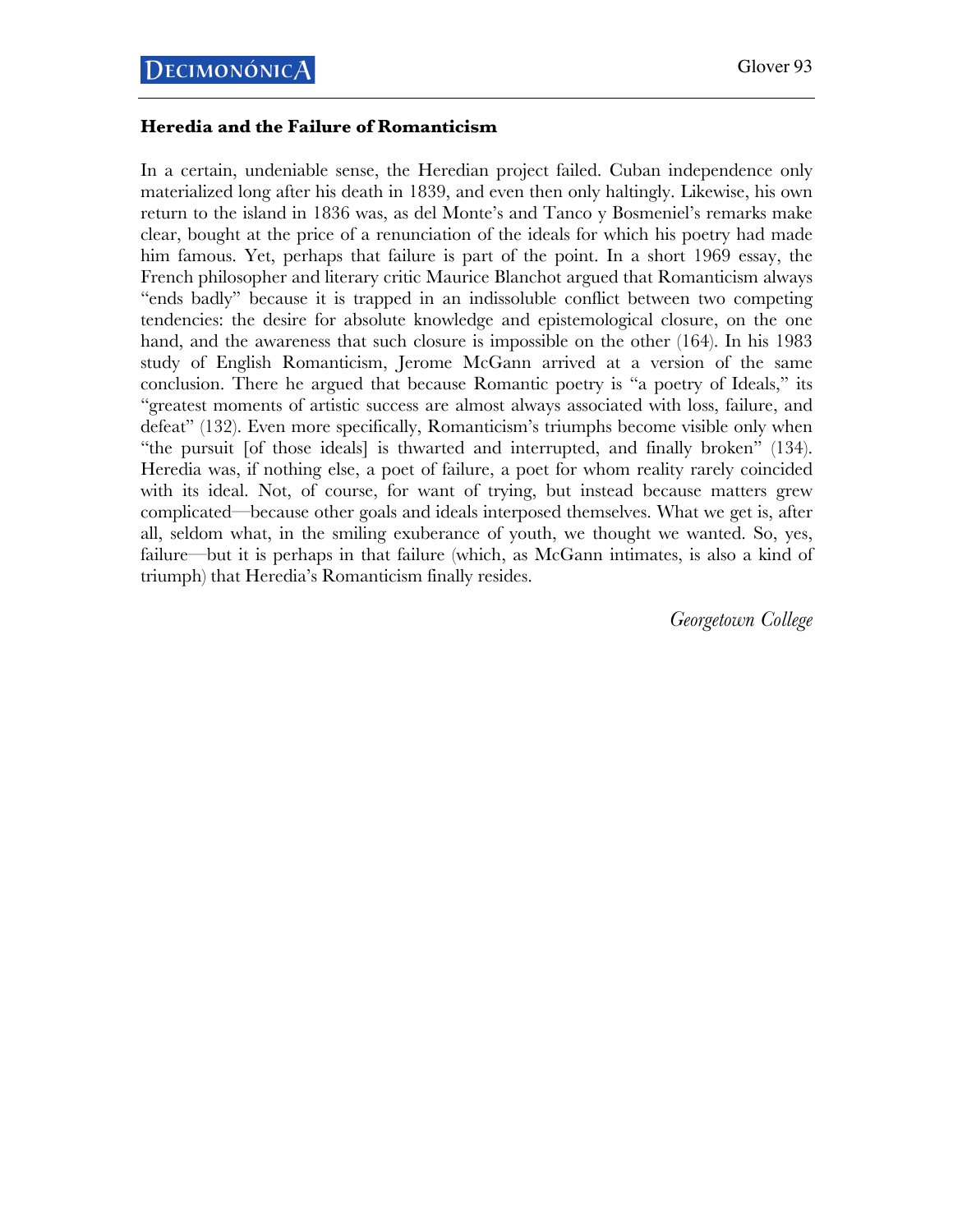## Heredia and the Failure of Romanticism

In a certain, undeniable sense, the Heredian project failed. Cuban independence only materialized long after his death in 1839, and even then only haltingly. Likewise, his own return to the island in 1836 was, as del Monte's and Tanco y Bosmeniel's remarks make clear, bought at the price of a renunciation of the ideals for which his poetry had made him famous. Yet, perhaps that failure is part of the point. In a short 1969 essay, the French philosopher and literary critic Maurice Blanchot argued that Romanticism always "ends badly" because it is trapped in an indissoluble conflict between two competing tendencies: the desire for absolute knowledge and epistemological closure, on the one hand, and the awareness that such closure is impossible on the other (164). In his 1983 study of English Romanticism, Jerome McGann arrived at a version of the same conclusion. There he argued that because Romantic poetry is "a poetry of Ideals," its "greatest moments of artistic success are almost always associated with loss, failure, and defeat" (132). Even more specifically, Romanticism's triumphs become visible only when "the pursuit [of those ideals] is thwarted and interrupted, and finally broken" (134). Heredia was, if nothing else, a poet of failure, a poet for whom reality rarely coincided with its ideal. Not, of course, for want of trying, but instead because matters grew complicated—because other goals and ideals interposed themselves. What we get is, after all, seldom what, in the smiling exuberance of youth, we thought we wanted. So, yes, failure—but it is perhaps in that failure (which, as McGann intimates, is also a kind of triumph) that Heredia's Romanticism finally resides.

*Georgetown College*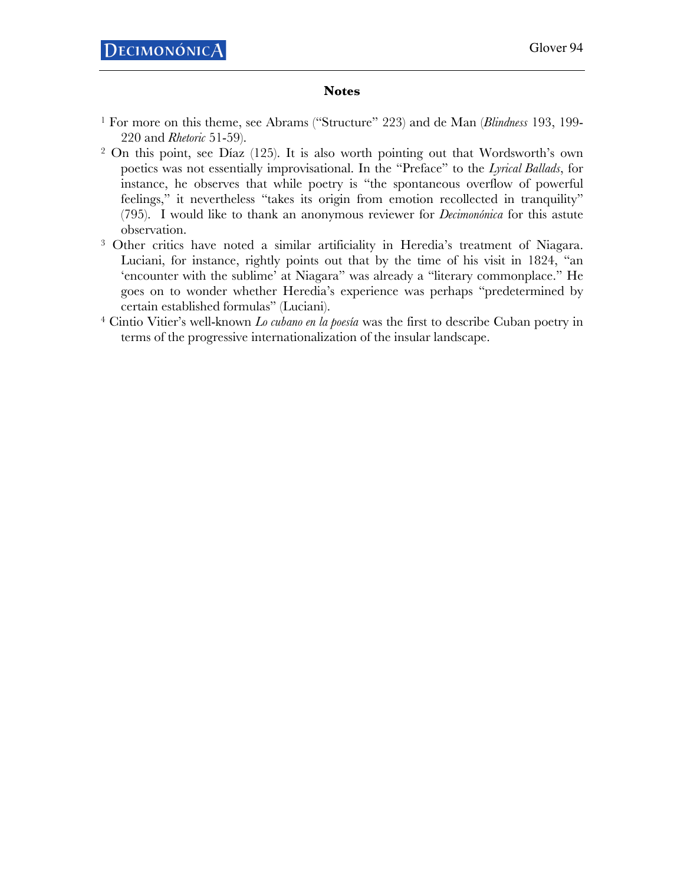## Notes

[1] For more on this theme, see Abrams ("Structure" 223) and de Man (*Blindness* 193, 199-220 and *Rhetoric* 51-59).

[2] On this point, see Díaz (125). It is also worth pointing out that Wordsworth's own poetics was not essentially improvisational. In the "Preface" to the *Lyrical Ballads*, for instance, he observes that while poetry is "the spontaneous overflow of powerful feelings," it nevertheless "takes its origin from emotion recollected in tranquility" (795). I would like to thank an anonymous reviewer for *Decimonónica* for this astute observation.

[3] Other critics have noted a similar artificiality in Heredia's treatment of Niagara. Luciani, for instance, rightly points out that by the time of his visit in 1824, "an 'encounter with the sublime' at Niagara" was already a "literary commonplace." He goes on to wonder whether Heredia's experience was perhaps "predetermined by certain established formulas" (Luciani).

[4] Cintio Vitier's well-known *Lo cubano en la poesía* was the first to describe Cuban poetry in terms of the progressive internationalization of the insular landscape.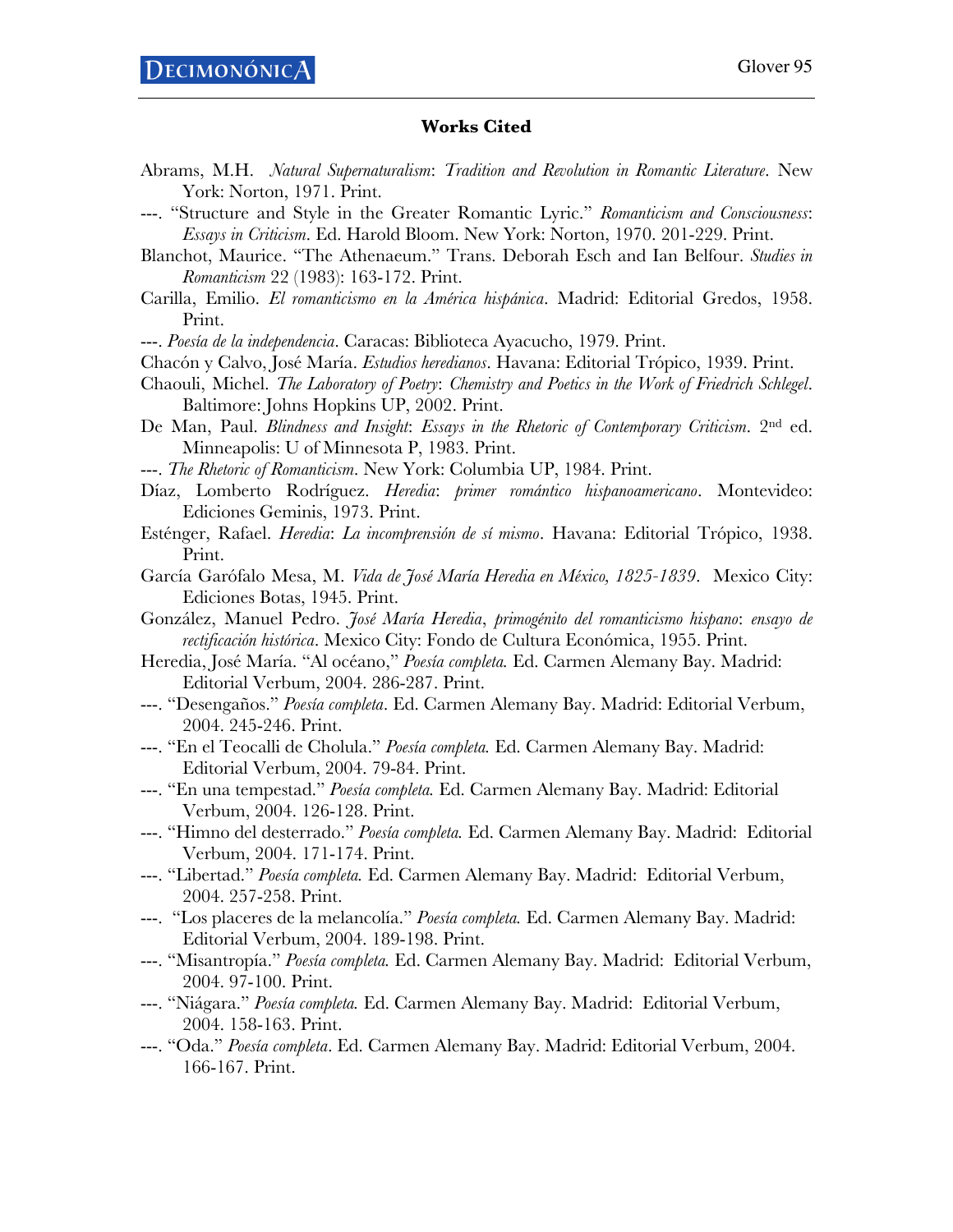**Works Cited**

Abrams, M.H. *Natural Supernaturalism*: *Tradition and Revolution in Romantic Literature*. New York: Norton, 1971. Print.

---. "Structure and Style in the Greater Romantic Lyric." *Romanticism and Consciousness*: *Essays in Criticism*. Ed. Harold Bloom. New York: Norton, 1970. 201-229. Print.

Blanchot, Maurice. "The Athenaeum." Trans. Deborah Esch and Ian Belfour. *Studies in Romanticism* 22 (1983): 163-172. Print.

Carilla, Emilio. *El romanticismo en la América hispánica*. Madrid: Editorial Gredos, 1958. Print.

---. *Poesía de la independencia*. Caracas: Biblioteca Ayacucho, 1979. Print.

Chacón y Calvo, José María. *Estudios heredianos*. Havana: Editorial Trópico, 1939. Print.

Chaouli, Michel. *The Laboratory of Poetry*: *Chemistry and Poetics in the Work of Friedrich Schlegel*. Baltimore: Johns Hopkins UP, 2002. Print.

De Man, Paul. *Blindness and Insight*: *Essays in the Rhetoric of Contemporary Criticism*. 2nd ed. Minneapolis: U of Minnesota P, 1983. Print.

---. *The Rhetoric of Romanticism*. New York: Columbia UP, 1984. Print.

Díaz, Lomberto Rodríguez. *Heredia*: *primer romántico hispanoamericano*. Montevideo: Ediciones Geminis, 1973. Print.

Esténger, Rafael. *Heredia*: *La incomprensión de sí mismo*. Havana: Editorial Trópico, 1938. Print.

García Garófalo Mesa, M. *Vida de José María Heredia en México, 1825-1839*. Mexico City: Ediciones Botas, 1945. Print.

González, Manuel Pedro. *José María Heredia*, *primogénito del romanticismo hispano*: *ensayo de rectificación histórica*. Mexico City: Fondo de Cultura Económica, 1955. Print.

Heredia, José María. "Al océano," *Poesía completa.* Ed. Carmen Alemany Bay. Madrid: Editorial Verbum, 2004. 286-287. Print.

---. "Desengaños." *Poesía completa*. Ed. Carmen Alemany Bay. Madrid: Editorial Verbum, 2004. 245-246. Print.

---. "En el Teocalli de Cholula." *Poesía completa.* Ed. Carmen Alemany Bay. Madrid: Editorial Verbum, 2004. 79-84. Print.

---. "En una tempestad." *Poesía completa.* Ed. Carmen Alemany Bay. Madrid: Editorial Verbum, 2004. 126-128. Print.

---. "Himno del desterrado." *Poesía completa.* Ed. Carmen Alemany Bay. Madrid: Editorial Verbum, 2004. 171-174. Print.

---. "Libertad." *Poesía completa.* Ed. Carmen Alemany Bay. Madrid: Editorial Verbum, 2004. 257-258. Print.

---. "Los placeres de la melancolía." *Poesía completa.* Ed. Carmen Alemany Bay. Madrid: Editorial Verbum, 2004. 189-198. Print.

---. "Misantropía." *Poesía completa.* Ed. Carmen Alemany Bay. Madrid: Editorial Verbum, 2004. 97-100. Print.

---. "Niágara." *Poesía completa.* Ed. Carmen Alemany Bay. Madrid: Editorial Verbum, 2004. 158-163. Print.

---. "Oda." *Poesía completa*. Ed. Carmen Alemany Bay. Madrid: Editorial Verbum, 2004. 166-167. Print.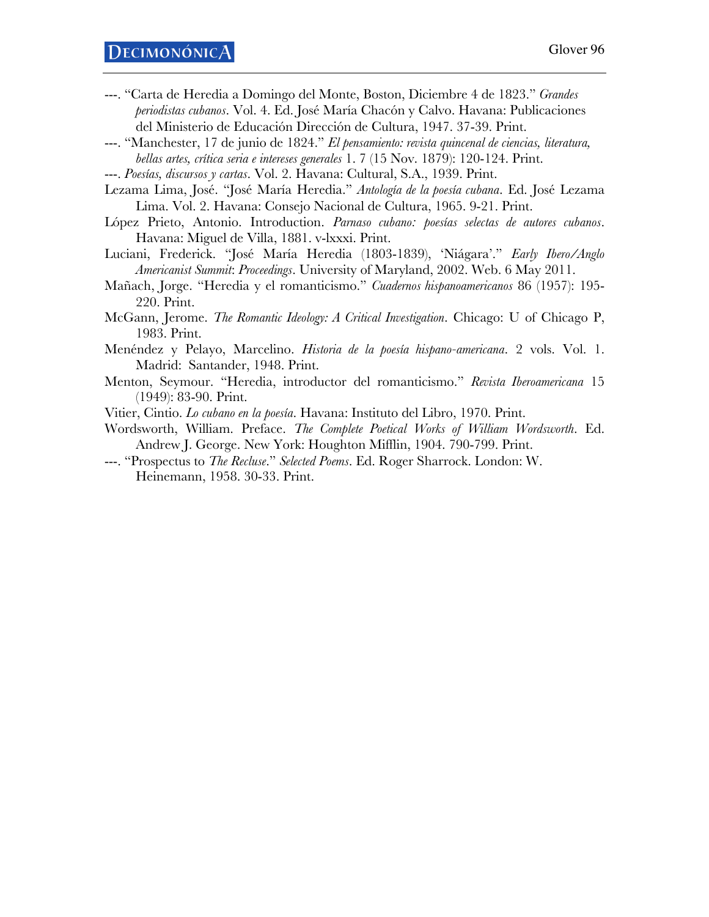---. "Carta de Heredia a Domingo del Monte, Boston, Diciembre 4 de 1823." *Grandes periodistas cubanos*. Vol. 4. Ed. José María Chacón y Calvo. Havana: Publicaciones del Ministerio de Educación Dirección de Cultura, 1947. 37-39. Print.

---. "Manchester, 17 de junio de 1824." *El pensamiento: revista quincenal de ciencias, literatura, bellas artes, crítica seria e intereses generales* 1. 7 (15 Nov. 1879): 120-124. Print.

---. *Poesías, discursos y cartas*. Vol. 2. Havana: Cultural, S.A., 1939. Print.

Lezama Lima, José. "José María Heredia." *Antología de la poesía cubana*. Ed. José Lezama Lima. Vol. 2. Havana: Consejo Nacional de Cultura, 1965. 9-21. Print.

López Prieto, Antonio. Introduction. *Parnaso cubano: poesías selectas de autores cubanos*. Havana: Miguel de Villa, 1881. v-lxxxi. Print.

Luciani, Frederick. "José María Heredia (1803-1839), 'Niágara'." *Early Ibero/Anglo Americanist Summit*: *Proceedings*. University of Maryland, 2002. Web. 6 May 2011.

Mañach, Jorge. "Heredia y el romanticismo." *Cuadernos hispanoamericanos* 86 (1957): 195-220. Print.

McGann, Jerome. *The Romantic Ideology: A Critical Investigation*. Chicago: U of Chicago P, 1983. Print.

Menéndez y Pelayo, Marcelino. *Historia de la poesía hispano-americana*. 2 vols. Vol. 1. Madrid: Santander, 1948. Print.

Menton, Seymour. "Heredia, introductor del romanticismo." *Revista Iberoamericana* 15 (1949): 83-90. Print.

Vitier, Cintio. *Lo cubano en la poesía*. Havana: Instituto del Libro, 1970. Print.

Wordsworth, William. Preface. *The Complete Poetical Works of William Wordsworth*. Ed. Andrew J. George. New York: Houghton Mifflin, 1904. 790-799. Print.

---. "Prospectus to *The Recluse*." *Selected Poems*. Ed. Roger Sharrock. London: W. Heinemann, 1958. 30-33. Print.